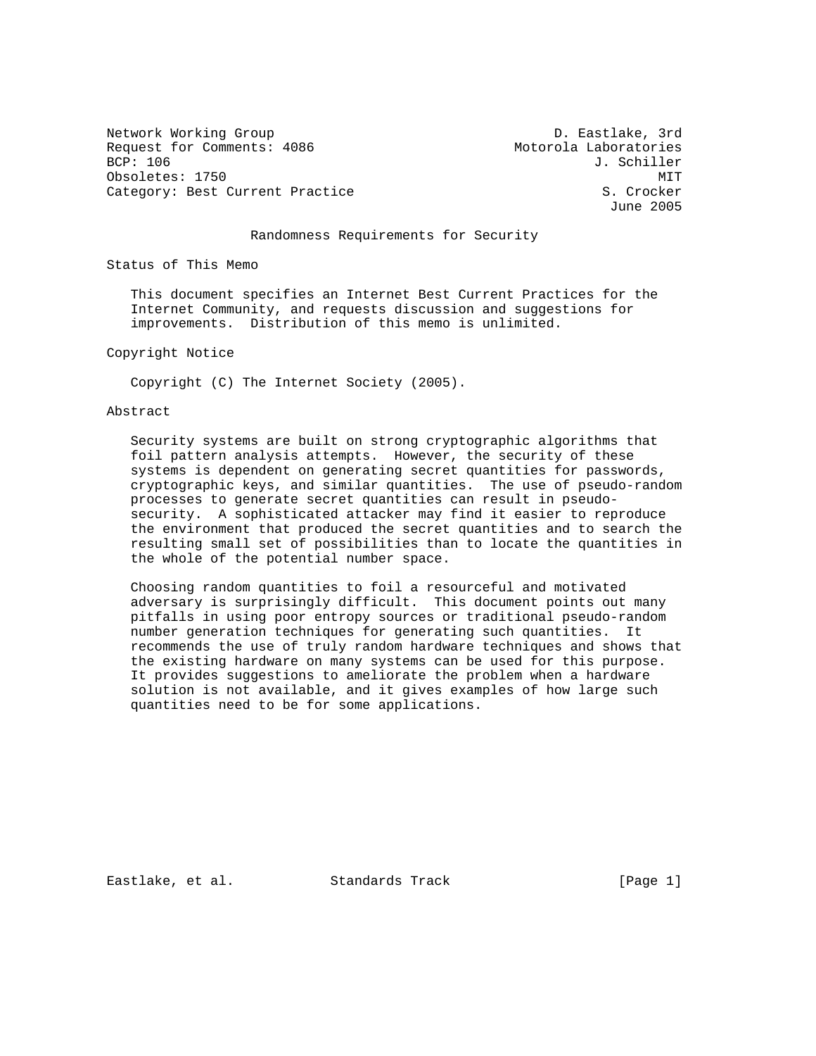Network Working Group D. Eastlake, 3rd
Request for Comments: 4086 Motorola Laboratories
BCP: 106 J. Schiller
Obsoletes: 1750 MIT
Category: Best Current Practice S. Crocker
June 2005

# Randomness Requirements for Security

## Status of This Memo

This document specifies an Internet Best Current Practices for the Internet Community, and requests discussion and suggestions for improvements. Distribution of this memo is unlimited.

## Copyright Notice

Copyright (C) The Internet Society (2005).

## Abstract

Security systems are built on strong cryptographic algorithms that foil pattern analysis attempts. However, the security of these systems is dependent on generating secret quantities for passwords, cryptographic keys, and similar quantities. The use of pseudo-random processes to generate secret quantities can result in pseudo-security. A sophisticated attacker may find it easier to reproduce the environment that produced the secret quantities and to search the resulting small set of possibilities than to locate the quantities in the whole of the potential number space.

Choosing random quantities to foil a resourceful and motivated adversary is surprisingly difficult. This document points out many pitfalls in using poor entropy sources or traditional pseudo-random number generation techniques for generating such quantities. It recommends the use of truly random hardware techniques and shows that the existing hardware on many systems can be used for this purpose. It provides suggestions to ameliorate the problem when a hardware solution is not available, and it gives examples of how large such quantities need to be for some applications.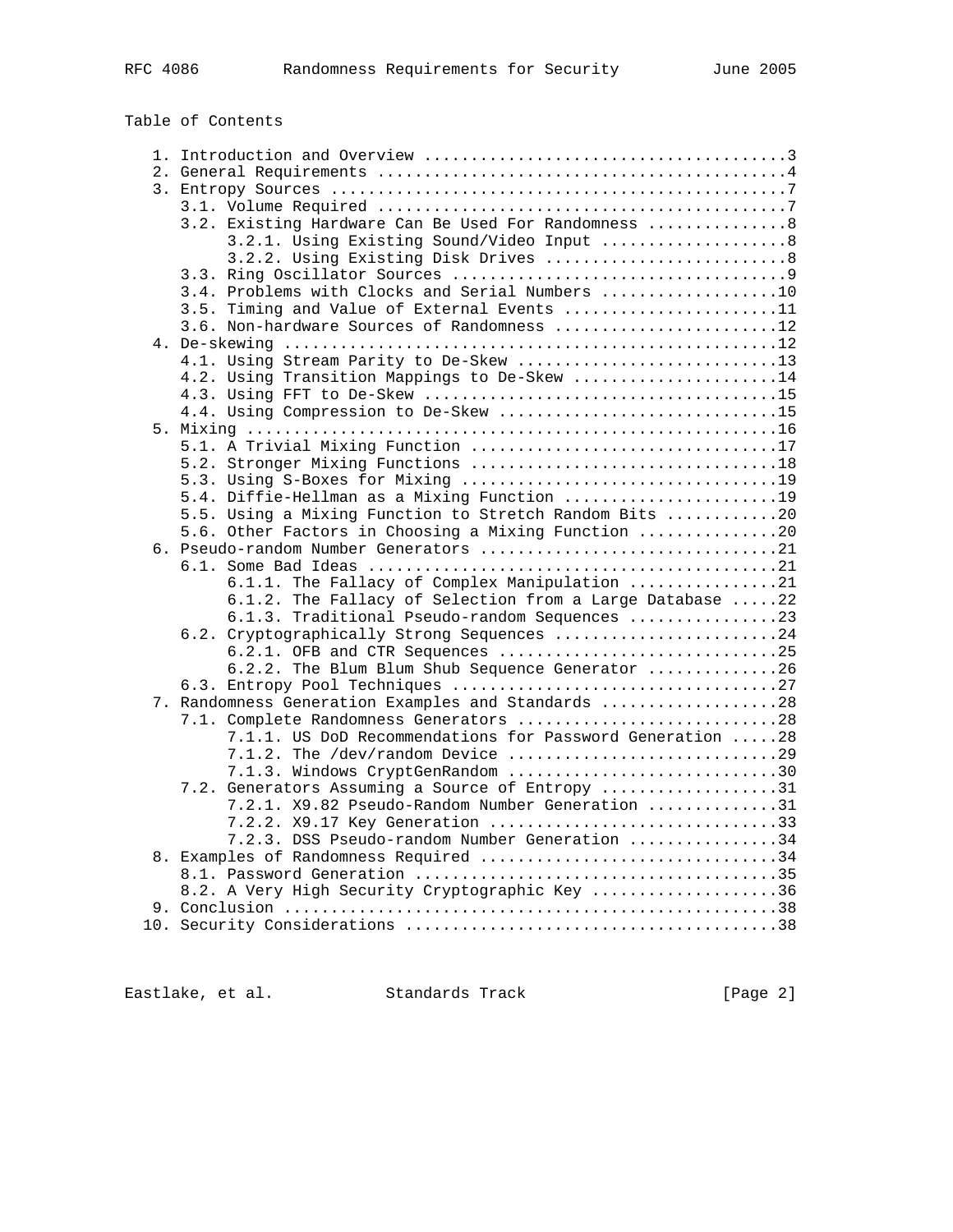Table of Contents

```
   1. Introduction and Overview .......................................3
   2. General Requirements ............................................4
   3. Entropy Sources .................................................7
      3.1. Volume Required ............................................7
      3.2. Existing Hardware Can Be Used For Randomness ...............8
           3.2.1. Using Existing Sound/Video Input ....................8
           3.2.2. Using Existing Disk Drives ..........................8
      3.3. Ring Oscillator Sources ....................................9
      3.4. Problems with Clocks and Serial Numbers ...................10
      3.5. Timing and Value of External Events .......................11
      3.6. Non-hardware Sources of Randomness ........................12
   4. De-skewing .....................................................12
      4.1. Using Stream Parity to De-Skew ............................13
      4.2. Using Transition Mappings to De-Skew ......................14
      4.3. Using FFT to De-Skew ......................................15
      4.4. Using Compression to De-Skew ..............................15
   5. Mixing .........................................................16
      5.1. A Trivial Mixing Function .................................17
      5.2. Stronger Mixing Functions .................................18
      5.3. Using S-Boxes for Mixing ..................................19
      5.4. Diffie-Hellman as a Mixing Function .......................19
      5.5. Using a Mixing Function to Stretch Random Bits ............20
      5.6. Other Factors in Choosing a Mixing Function ...............20
   6. Pseudo-random Number Generators ................................21
      6.1. Some Bad Ideas ............................................21
           6.1.1. The Fallacy of Complex Manipulation ................21
           6.1.2. The Fallacy of Selection from a Large Database .....22
           6.1.3. Traditional Pseudo-random Sequences ................23
      6.2. Cryptographically Strong Sequences ........................24
           6.2.1. OFB and CTR Sequences ..............................25
           6.2.2. The Blum Blum Shub Sequence Generator ..............26
      6.3. Entropy Pool Techniques ...................................27
   7. Randomness Generation Examples and Standards ...................28
      7.1. Complete Randomness Generators ............................28
           7.1.1. US DoD Recommendations for Password Generation .....28
           7.1.2. The /dev/random Device .............................29
           7.1.3. Windows CryptGenRandom .............................30
      7.2. Generators Assuming a Source of Entropy ...................31
           7.2.1. X9.82 Pseudo-Random Number Generation ..............31
           7.2.2. X9.17 Key Generation ...............................33
           7.2.3. DSS Pseudo-random Number Generation ................34
   8. Examples of Randomness Required ................................34
      8.1. Password Generation .......................................35
      8.2. A Very High Security Cryptographic Key ....................36
   9. Conclusion .....................................................38
  10. Security Considerations ........................................38
```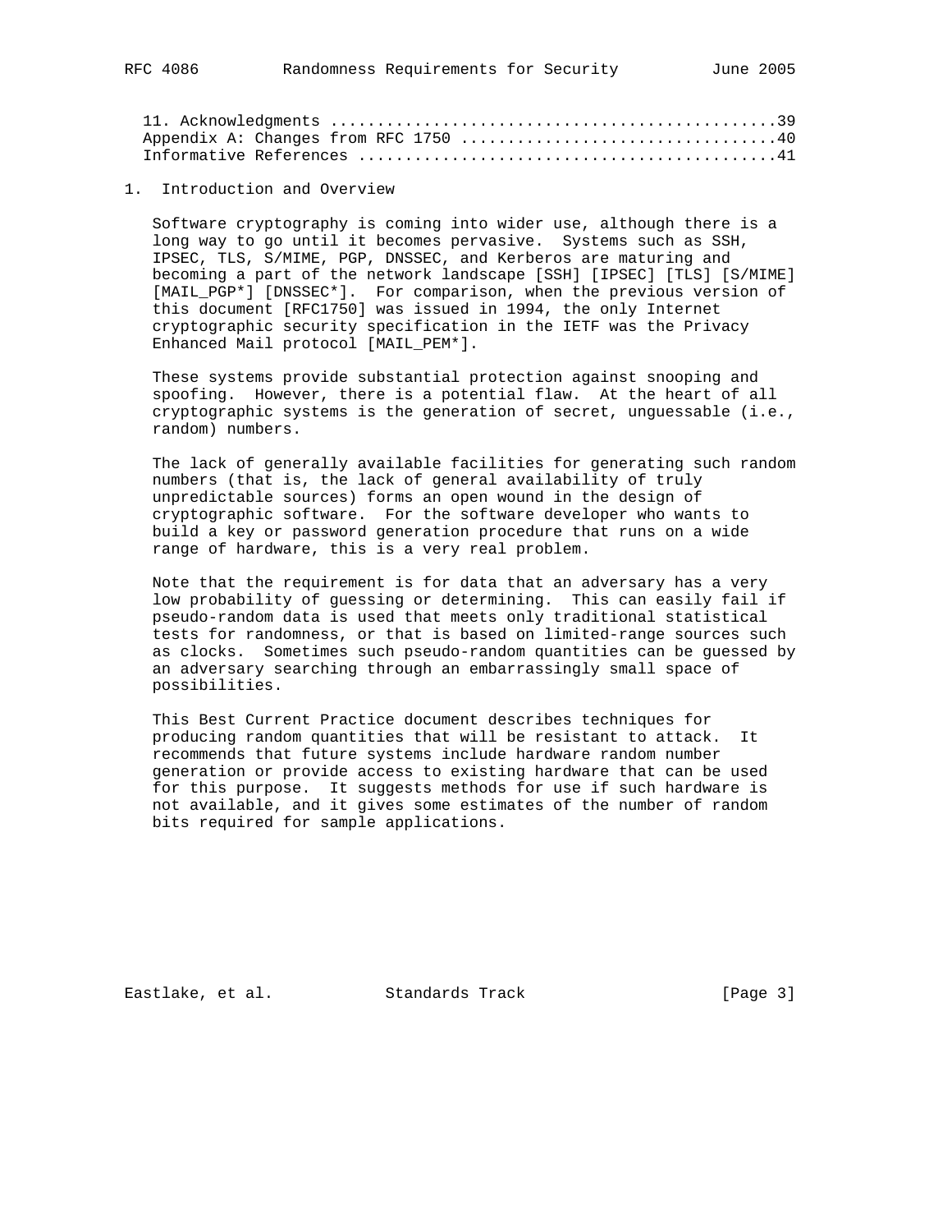11. Acknowledgments ................................................39
Appendix A: Changes from RFC 1750 .................................40
Informative References ............................................41

## 1. Introduction and Overview

Software cryptography is coming into wider use, although there is a long way to go until it becomes pervasive. Systems such as SSH, IPSEC, TLS, S/MIME, PGP, DNSSEC, and Kerberos are maturing and becoming a part of the network landscape [SSH] [IPSEC] [TLS] [S/MIME] [MAIL_PGP*] [DNSSEC*]. For comparison, when the previous version of this document [RFC1750] was issued in 1994, the only Internet cryptographic security specification in the IETF was the Privacy Enhanced Mail protocol [MAIL_PEM*].

These systems provide substantial protection against snooping and spoofing. However, there is a potential flaw. At the heart of all cryptographic systems is the generation of secret, unguessable (i.e., random) numbers.

The lack of generally available facilities for generating such random numbers (that is, the lack of general availability of truly unpredictable sources) forms an open wound in the design of cryptographic software. For the software developer who wants to build a key or password generation procedure that runs on a wide range of hardware, this is a very real problem.

Note that the requirement is for data that an adversary has a very low probability of guessing or determining. This can easily fail if pseudo-random data is used that meets only traditional statistical tests for randomness, or that is based on limited-range sources such as clocks. Sometimes such pseudo-random quantities can be guessed by an adversary searching through an embarrassingly small space of possibilities.

This Best Current Practice document describes techniques for producing random quantities that will be resistant to attack. It recommends that future systems include hardware random number generation or provide access to existing hardware that can be used for this purpose. It suggests methods for use if such hardware is not available, and it gives some estimates of the number of random bits required for sample applications.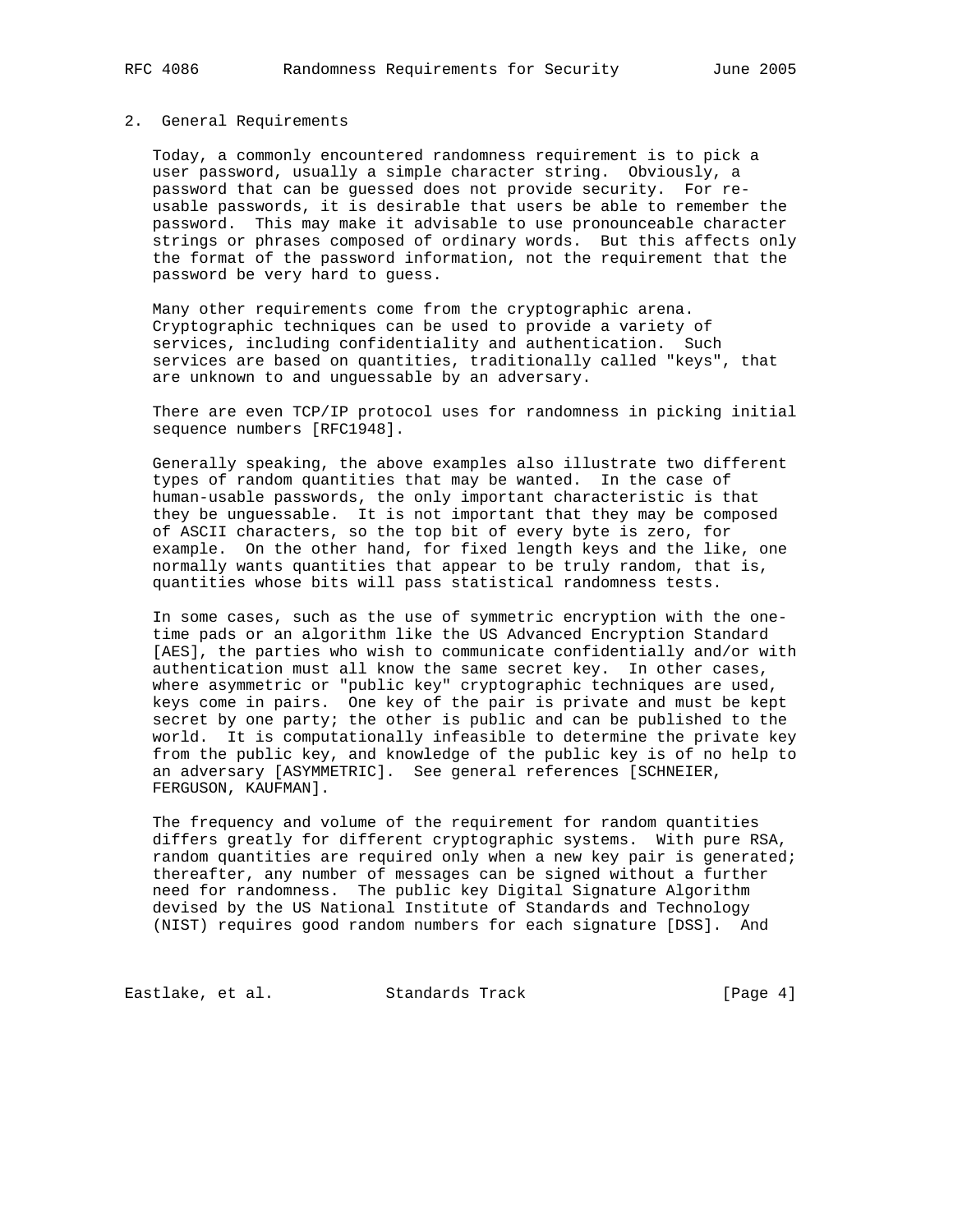## 2. General Requirements

Today, a commonly encountered randomness requirement is to pick a user password, usually a simple character string. Obviously, a password that can be guessed does not provide security. For re-usable passwords, it is desirable that users be able to remember the password. This may make it advisable to use pronounceable character strings or phrases composed of ordinary words. But this affects only the format of the password information, not the requirement that the password be very hard to guess.

Many other requirements come from the cryptographic arena. Cryptographic techniques can be used to provide a variety of services, including confidentiality and authentication. Such services are based on quantities, traditionally called "keys", that are unknown to and unguessable by an adversary.

There are even TCP/IP protocol uses for randomness in picking initial sequence numbers [RFC1948].

Generally speaking, the above examples also illustrate two different types of random quantities that may be wanted. In the case of human-usable passwords, the only important characteristic is that they be unguessable. It is not important that they may be composed of ASCII characters, so the top bit of every byte is zero, for example. On the other hand, for fixed length keys and the like, one normally wants quantities that appear to be truly random, that is, quantities whose bits will pass statistical randomness tests.

In some cases, such as the use of symmetric encryption with the one-time pads or an algorithm like the US Advanced Encryption Standard [AES], the parties who wish to communicate confidentially and/or with authentication must all know the same secret key. In other cases, where asymmetric or "public key" cryptographic techniques are used, keys come in pairs. One key of the pair is private and must be kept secret by one party; the other is public and can be published to the world. It is computationally infeasible to determine the private key from the public key, and knowledge of the public key is of no help to an adversary [ASYMMETRIC]. See general references [SCHNEIER, FERGUSON, KAUFMAN].

The frequency and volume of the requirement for random quantities differs greatly for different cryptographic systems. With pure RSA, random quantities are required only when a new key pair is generated; thereafter, any number of messages can be signed without a further need for randomness. The public key Digital Signature Algorithm devised by the US National Institute of Standards and Technology (NIST) requires good random numbers for each signature [DSS]. And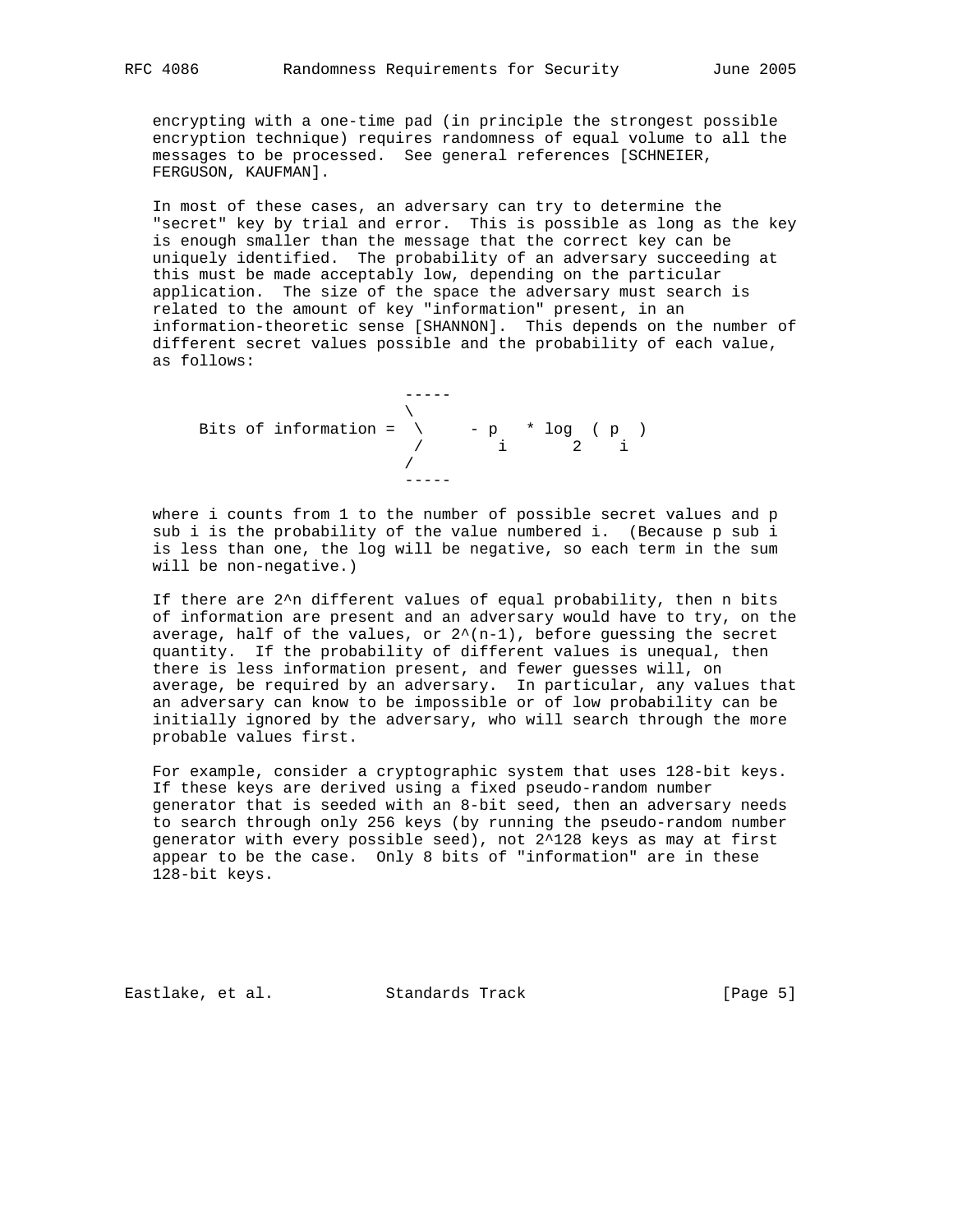encrypting with a one-time pad (in principle the strongest possible encryption technique) requires randomness of equal volume to all the messages to be processed. See general references [SCHNEIER, FERGUSON, KAUFMAN].

In most of these cases, an adversary can try to determine the "secret" key by trial and error. This is possible as long as the key is enough smaller than the message that the correct key can be uniquely identified. The probability of an adversary succeeding at this must be made acceptably low, depending on the particular application. The size of the space the adversary must search is related to the amount of key "information" present, in an information-theoretic sense [SHANNON]. This depends on the number of different secret values possible and the probability of each value, as follows:

$$\text{Bits of information} = \sum - p_i * \log_2 ( p_i )$$

where i counts from 1 to the number of possible secret values and p sub i is the probability of the value numbered i. (Because p sub i is less than one, the log will be negative, so each term in the sum will be non-negative.)

If there are $2^n$ different values of equal probability, then n bits of information are present and an adversary would have to try, on the average, half of the values, or $2^{(n-1)}$, before guessing the secret quantity. If the probability of different values is unequal, then there is less information present, and fewer guesses will, on average, be required by an adversary. In particular, any values that an adversary can know to be impossible or of low probability can be initially ignored by the adversary, who will search through the more probable values first.

For example, consider a cryptographic system that uses 128-bit keys. If these keys are derived using a fixed pseudo-random number generator that is seeded with an 8-bit seed, then an adversary needs to search through only 256 keys (by running the pseudo-random number generator with every possible seed), not $2^{128}$ keys as may at first appear to be the case. Only 8 bits of "information" are in these 128-bit keys.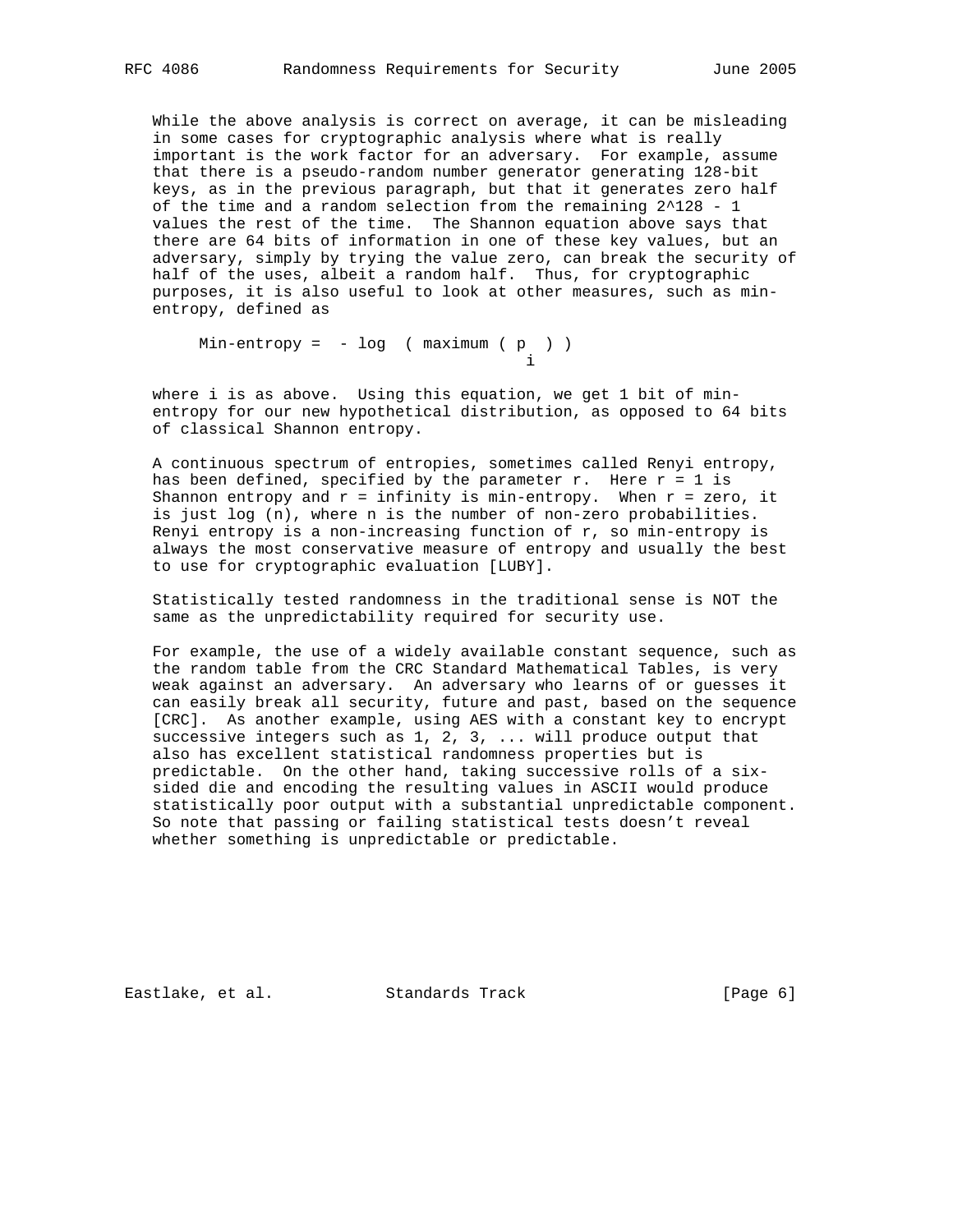While the above analysis is correct on average, it can be misleading in some cases for cryptographic analysis where what is really important is the work factor for an adversary. For example, assume that there is a pseudo-random number generator generating 128-bit keys, as in the previous paragraph, but that it generates zero half of the time and a random selection from the remaining $2^{128} - 1$ values the rest of the time. The Shannon equation above says that there are 64 bits of information in one of these key values, but an adversary, simply by trying the value zero, can break the security of half of the uses, albeit a random half. Thus, for cryptographic purposes, it is also useful to look at other measures, such as min-entropy, defined as

$$\text{Min-entropy} = -\log(\text{maximum}(p_i))$$

where i is as above. Using this equation, we get 1 bit of min-entropy for our new hypothetical distribution, as opposed to 64 bits of classical Shannon entropy.

A continuous spectrum of entropies, sometimes called Renyi entropy, has been defined, specified by the parameter r. Here r = 1 is Shannon entropy and r = infinity is min-entropy. When r = zero, it is just log (n), where n is the number of non-zero probabilities. Renyi entropy is a non-increasing function of r, so min-entropy is always the most conservative measure of entropy and usually the best to use for cryptographic evaluation [LUBY].

Statistically tested randomness in the traditional sense is NOT the same as the unpredictability required for security use.

For example, the use of a widely available constant sequence, such as the random table from the CRC Standard Mathematical Tables, is very weak against an adversary. An adversary who learns of or guesses it can easily break all security, future and past, based on the sequence [CRC]. As another example, using AES with a constant key to encrypt successive integers such as 1, 2, 3, ... will produce output that also has excellent statistical randomness properties but is predictable. On the other hand, taking successive rolls of a six-sided die and encoding the resulting values in ASCII would produce statistically poor output with a substantial unpredictable component. So note that passing or failing statistical tests doesn't reveal whether something is unpredictable or predictable.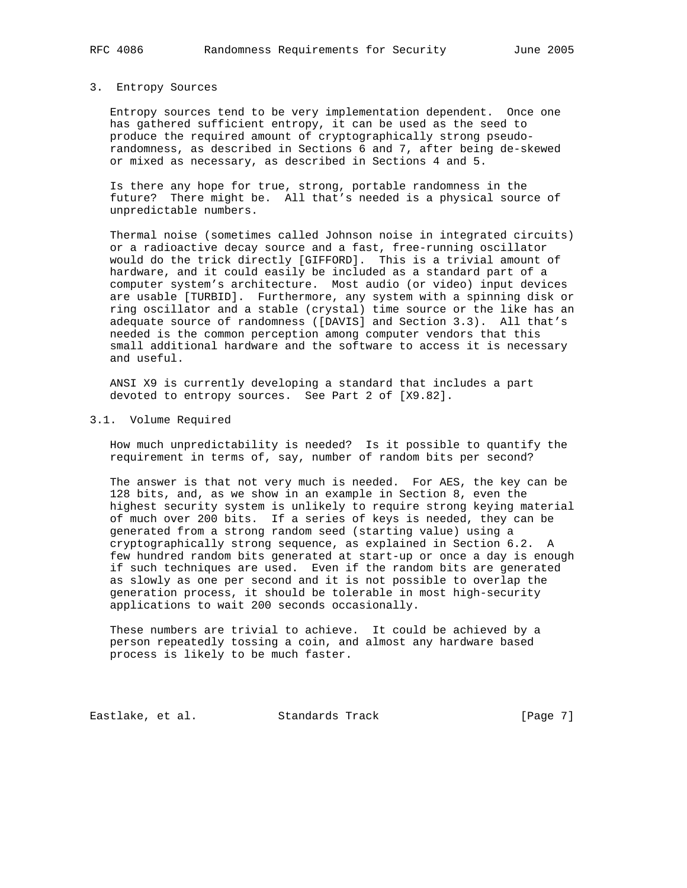## 3. Entropy Sources

Entropy sources tend to be very implementation dependent. Once one has gathered sufficient entropy, it can be used as the seed to produce the required amount of cryptographically strong pseudo-randomness, as described in Sections 6 and 7, after being de-skewed or mixed as necessary, as described in Sections 4 and 5.

Is there any hope for true, strong, portable randomness in the future? There might be. All that's needed is a physical source of unpredictable numbers.

Thermal noise (sometimes called Johnson noise in integrated circuits) or a radioactive decay source and a fast, free-running oscillator would do the trick directly [GIFFORD]. This is a trivial amount of hardware, and it could easily be included as a standard part of a computer system's architecture. Most audio (or video) input devices are usable [TURBID]. Furthermore, any system with a spinning disk or ring oscillator and a stable (crystal) time source or the like has an adequate source of randomness ([DAVIS] and Section 3.3). All that's needed is the common perception among computer vendors that this small additional hardware and the software to access it is necessary and useful.

ANSI X9 is currently developing a standard that includes a part devoted to entropy sources. See Part 2 of [X9.82].

### 3.1. Volume Required

How much unpredictability is needed? Is it possible to quantify the requirement in terms of, say, number of random bits per second?

The answer is that not very much is needed. For AES, the key can be 128 bits, and, as we show in an example in Section 8, even the highest security system is unlikely to require strong keying material of much over 200 bits. If a series of keys is needed, they can be generated from a strong random seed (starting value) using a cryptographically strong sequence, as explained in Section 6.2. A few hundred random bits generated at start-up or once a day is enough if such techniques are used. Even if the random bits are generated as slowly as one per second and it is not possible to overlap the generation process, it should be tolerable in most high-security applications to wait 200 seconds occasionally.

These numbers are trivial to achieve. It could be achieved by a person repeatedly tossing a coin, and almost any hardware based process is likely to be much faster.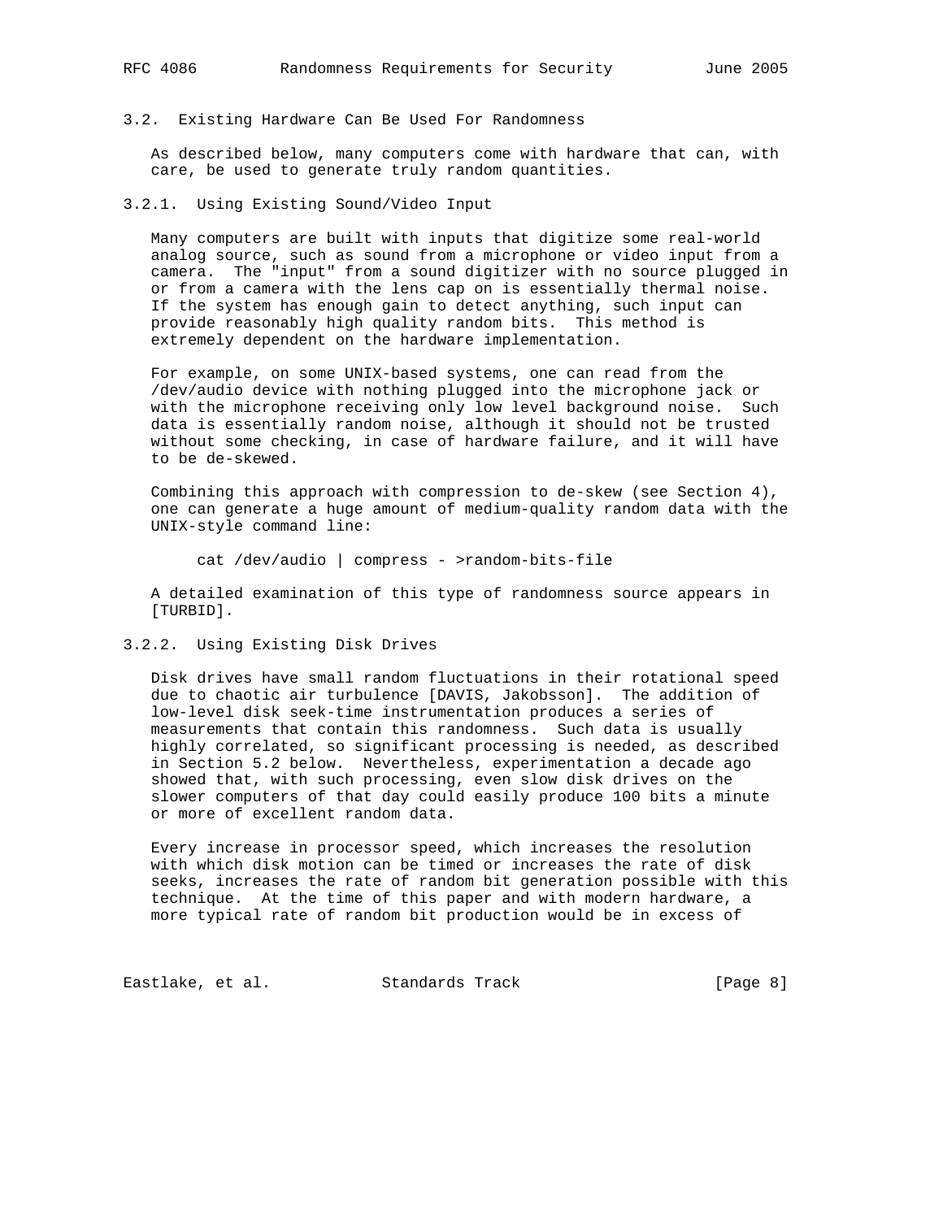### 3.2. Existing Hardware Can Be Used For Randomness

As described below, many computers come with hardware that can, with care, be used to generate truly random quantities.

#### 3.2.1. Using Existing Sound/Video Input

Many computers are built with inputs that digitize some real-world analog source, such as sound from a microphone or video input from a camera. The "input" from a sound digitizer with no source plugged in or from a camera with the lens cap on is essentially thermal noise. If the system has enough gain to detect anything, such input can provide reasonably high quality random bits. This method is extremely dependent on the hardware implementation.

For example, on some UNIX-based systems, one can read from the /dev/audio device with nothing plugged into the microphone jack or with the microphone receiving only low level background noise. Such data is essentially random noise, although it should not be trusted without some checking, in case of hardware failure, and it will have to be de-skewed.

Combining this approach with compression to de-skew (see Section 4), one can generate a huge amount of medium-quality random data with the UNIX-style command line:

```
cat /dev/audio | compress - >random-bits-file
```

A detailed examination of this type of randomness source appears in [TURBID].

#### 3.2.2. Using Existing Disk Drives

Disk drives have small random fluctuations in their rotational speed due to chaotic air turbulence [DAVIS, Jakobsson]. The addition of low-level disk seek-time instrumentation produces a series of measurements that contain this randomness. Such data is usually highly correlated, so significant processing is needed, as described in Section 5.2 below. Nevertheless, experimentation a decade ago showed that, with such processing, even slow disk drives on the slower computers of that day could easily produce 100 bits a minute or more of excellent random data.

Every increase in processor speed, which increases the resolution with which disk motion can be timed or increases the rate of disk seeks, increases the rate of random bit generation possible with this technique. At the time of this paper and with modern hardware, a more typical rate of random bit production would be in excess of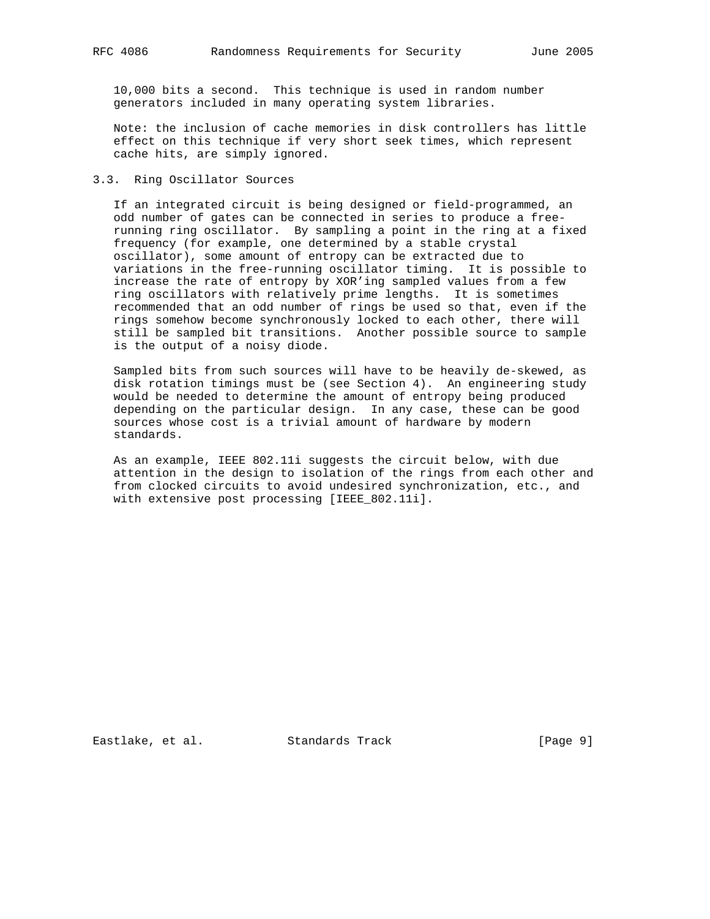10,000 bits a second. This technique is used in random number generators included in many operating system libraries.

Note: the inclusion of cache memories in disk controllers has little effect on this technique if very short seek times, which represent cache hits, are simply ignored.

## 3.3. Ring Oscillator Sources

If an integrated circuit is being designed or field-programmed, an odd number of gates can be connected in series to produce a free-running ring oscillator. By sampling a point in the ring at a fixed frequency (for example, one determined by a stable crystal oscillator), some amount of entropy can be extracted due to variations in the free-running oscillator timing. It is possible to increase the rate of entropy by XOR'ing sampled values from a few ring oscillators with relatively prime lengths. It is sometimes recommended that an odd number of rings be used so that, even if the rings somehow become synchronously locked to each other, there will still be sampled bit transitions. Another possible source to sample is the output of a noisy diode.

Sampled bits from such sources will have to be heavily de-skewed, as disk rotation timings must be (see Section 4). An engineering study would be needed to determine the amount of entropy being produced depending on the particular design. In any case, these can be good sources whose cost is a trivial amount of hardware by modern standards.

As an example, IEEE 802.11i suggests the circuit below, with due attention in the design to isolation of the rings from each other and from clocked circuits to avoid undesired synchronization, etc., and with extensive post processing [IEEE_802.11i].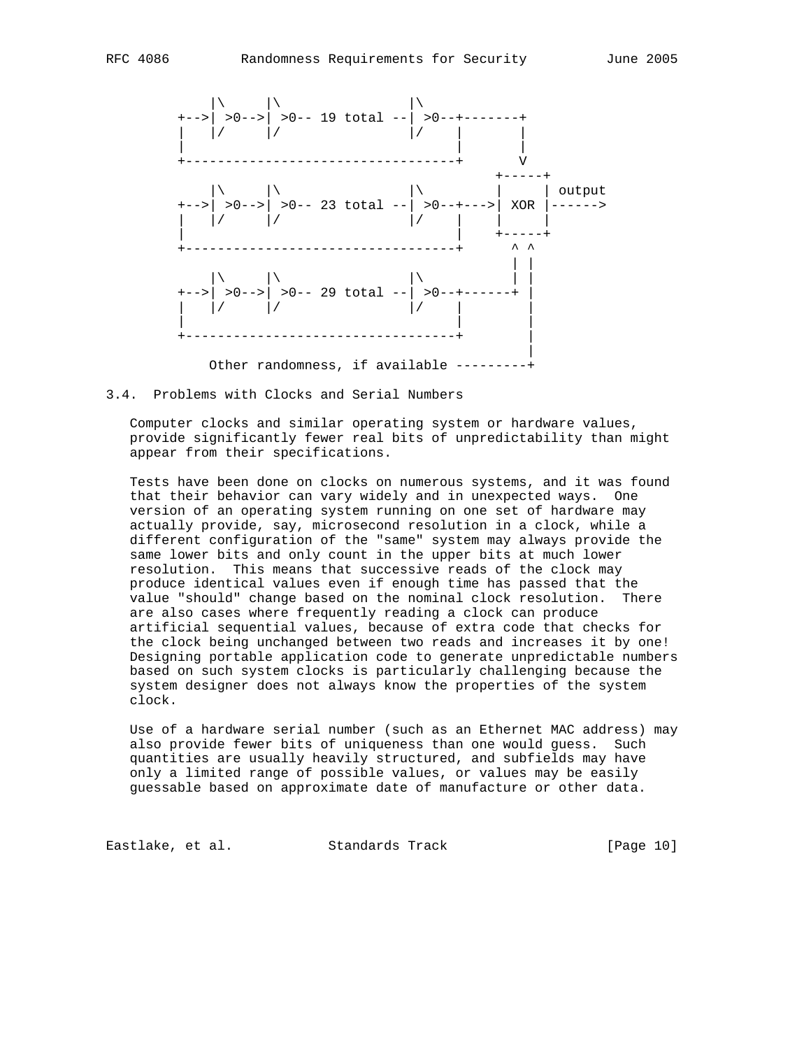```
           |\     |\                |\
       +-->| >0-->| >0-- 19 total --| >0--+-------+
       |   |/     |/                |/    |       |
       |                                  |       |
       +----------------------------------+       V
                                               +-----+
           |\     |\                |\         |     | output
       +-->| >0-->| >0-- 23 total --| >0--+--->| XOR |------>
       |   |/     |/                |/    |    |     |
       |                                  |    +-----+
       +----------------------------------+      ^ ^
                                                 | |
           |\     |\                |\           | |
       +-->| >0-->| >0-- 29 total --| >0--+------+ |
       |   |/     |/                |/    |        |
       |                                  |        |
       +----------------------------------+        |
                                                   |
           Other randomness, if available ---------+
```

### 3.4. Problems with Clocks and Serial Numbers

Computer clocks and similar operating system or hardware values, provide significantly fewer real bits of unpredictability than might appear from their specifications.

Tests have been done on clocks on numerous systems, and it was found that their behavior can vary widely and in unexpected ways. One version of an operating system running on one set of hardware may actually provide, say, microsecond resolution in a clock, while a different configuration of the "same" system may always provide the same lower bits and only count in the upper bits at much lower resolution. This means that successive reads of the clock may produce identical values even if enough time has passed that the value "should" change based on the nominal clock resolution. There are also cases where frequently reading a clock can produce artificial sequential values, because of extra code that checks for the clock being unchanged between two reads and increases it by one! Designing portable application code to generate unpredictable numbers based on such system clocks is particularly challenging because the system designer does not always know the properties of the system clock.

Use of a hardware serial number (such as an Ethernet MAC address) may also provide fewer bits of uniqueness than one would guess. Such quantities are usually heavily structured, and subfields may have only a limited range of possible values, or values may be easily guessable based on approximate date of manufacture or other data.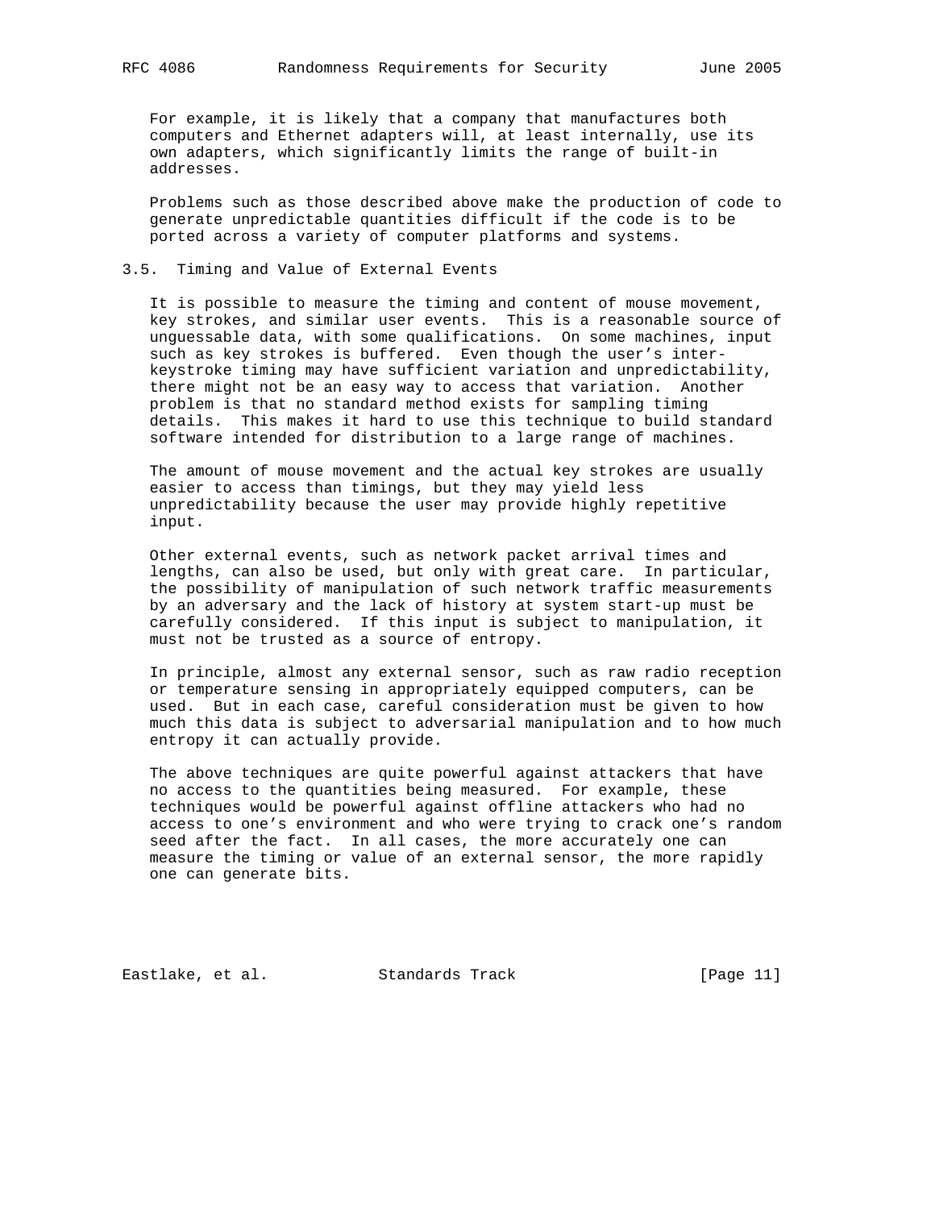For example, it is likely that a company that manufactures both computers and Ethernet adapters will, at least internally, use its own adapters, which significantly limits the range of built-in addresses.

Problems such as those described above make the production of code to generate unpredictable quantities difficult if the code is to be ported across a variety of computer platforms and systems.

### 3.5. Timing and Value of External Events

It is possible to measure the timing and content of mouse movement, key strokes, and similar user events. This is a reasonable source of unguessable data, with some qualifications. On some machines, input such as key strokes is buffered. Even though the user's inter-keystroke timing may have sufficient variation and unpredictability, there might not be an easy way to access that variation. Another problem is that no standard method exists for sampling timing details. This makes it hard to use this technique to build standard software intended for distribution to a large range of machines.

The amount of mouse movement and the actual key strokes are usually easier to access than timings, but they may yield less unpredictability because the user may provide highly repetitive input.

Other external events, such as network packet arrival times and lengths, can also be used, but only with great care. In particular, the possibility of manipulation of such network traffic measurements by an adversary and the lack of history at system start-up must be carefully considered. If this input is subject to manipulation, it must not be trusted as a source of entropy.

In principle, almost any external sensor, such as raw radio reception or temperature sensing in appropriately equipped computers, can be used. But in each case, careful consideration must be given to how much this data is subject to adversarial manipulation and to how much entropy it can actually provide.

The above techniques are quite powerful against attackers that have no access to the quantities being measured. For example, these techniques would be powerful against offline attackers who had no access to one's environment and who were trying to crack one's random seed after the fact. In all cases, the more accurately one can measure the timing or value of an external sensor, the more rapidly one can generate bits.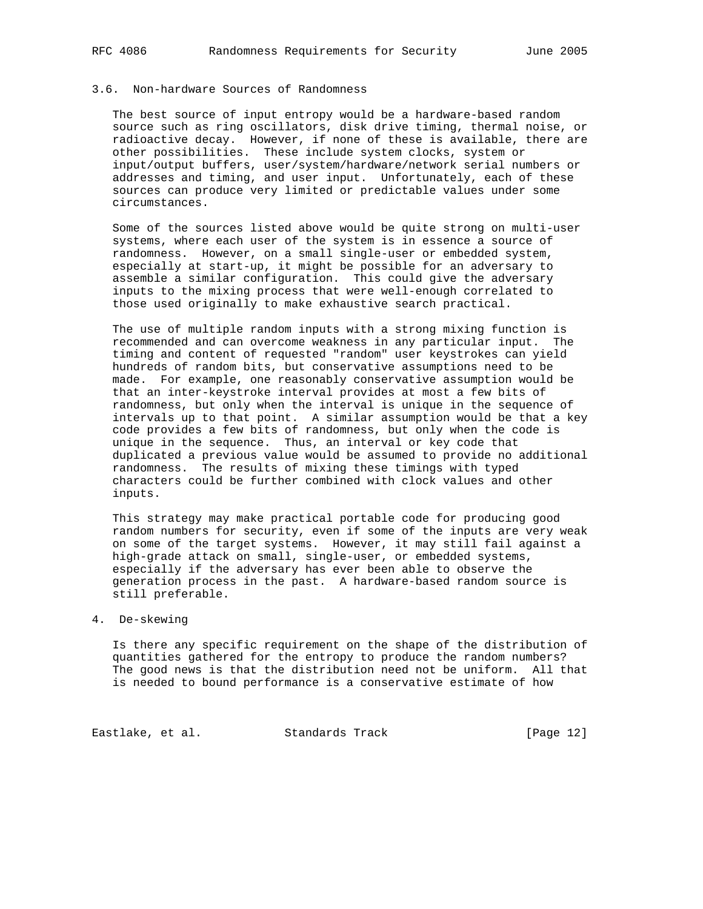### 3.6. Non-hardware Sources of Randomness

The best source of input entropy would be a hardware-based random source such as ring oscillators, disk drive timing, thermal noise, or radioactive decay. However, if none of these is available, there are other possibilities. These include system clocks, system or input/output buffers, user/system/hardware/network serial numbers or addresses and timing, and user input. Unfortunately, each of these sources can produce very limited or predictable values under some circumstances.

Some of the sources listed above would be quite strong on multi-user systems, where each user of the system is in essence a source of randomness. However, on a small single-user or embedded system, especially at start-up, it might be possible for an adversary to assemble a similar configuration. This could give the adversary inputs to the mixing process that were well-enough correlated to those used originally to make exhaustive search practical.

The use of multiple random inputs with a strong mixing function is recommended and can overcome weakness in any particular input. The timing and content of requested "random" user keystrokes can yield hundreds of random bits, but conservative assumptions need to be made. For example, one reasonably conservative assumption would be that an inter-keystroke interval provides at most a few bits of randomness, but only when the interval is unique in the sequence of intervals up to that point. A similar assumption would be that a key code provides a few bits of randomness, but only when the code is unique in the sequence. Thus, an interval or key code that duplicated a previous value would be assumed to provide no additional randomness. The results of mixing these timings with typed characters could be further combined with clock values and other inputs.

This strategy may make practical portable code for producing good random numbers for security, even if some of the inputs are very weak on some of the target systems. However, it may still fail against a high-grade attack on small, single-user, or embedded systems, especially if the adversary has ever been able to observe the generation process in the past. A hardware-based random source is still preferable.

## 4. De-skewing

Is there any specific requirement on the shape of the distribution of quantities gathered for the entropy to produce the random numbers? The good news is that the distribution need not be uniform. All that is needed to bound performance is a conservative estimate of how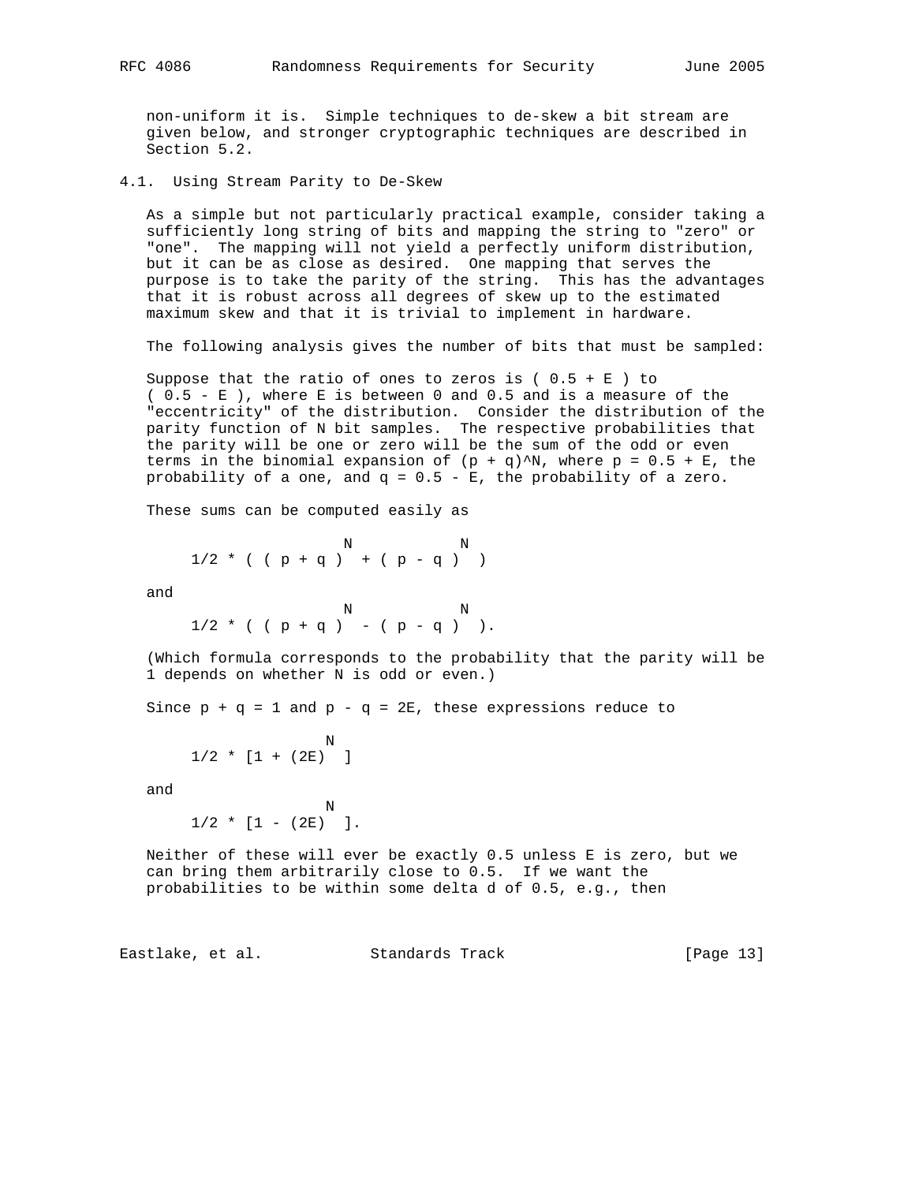non-uniform it is. Simple techniques to de-skew a bit stream are given below, and stronger cryptographic techniques are described in Section 5.2.

### 4.1. Using Stream Parity to De-Skew

As a simple but not particularly practical example, consider taking a sufficiently long string of bits and mapping the string to "zero" or "one". The mapping will not yield a perfectly uniform distribution, but it can be as close as desired. One mapping that serves the purpose is to take the parity of the string. This has the advantages that it is robust across all degrees of skew up to the estimated maximum skew and that it is trivial to implement in hardware.

The following analysis gives the number of bits that must be sampled:

Suppose that the ratio of ones to zeros is ( 0.5 + E ) to ( 0.5 - E ), where E is between 0 and 0.5 and is a measure of the "eccentricity" of the distribution. Consider the distribution of the parity function of N bit samples. The respective probabilities that the parity will be one or zero will be the sum of the odd or even terms in the binomial expansion of $(p + q)^N$, where p = 0.5 + E, the probability of a one, and q = 0.5 - E, the probability of a zero.

These sums can be computed easily as

$$1/2 * ( ( p + q )^N + ( p - q )^N )$$

and

$$1/2 * ( ( p + q )^N - ( p - q )^N ).$$

(Which formula corresponds to the probability that the parity will be 1 depends on whether N is odd or even.)

Since p + q = 1 and p - q = 2E, these expressions reduce to

$$1/2 * [1 + (2E)^N ]$$

and

$$1/2 * [1 - (2E)^N ].$$

Neither of these will ever be exactly 0.5 unless E is zero, but we can bring them arbitrarily close to 0.5. If we want the probabilities to be within some delta d of 0.5, e.g., then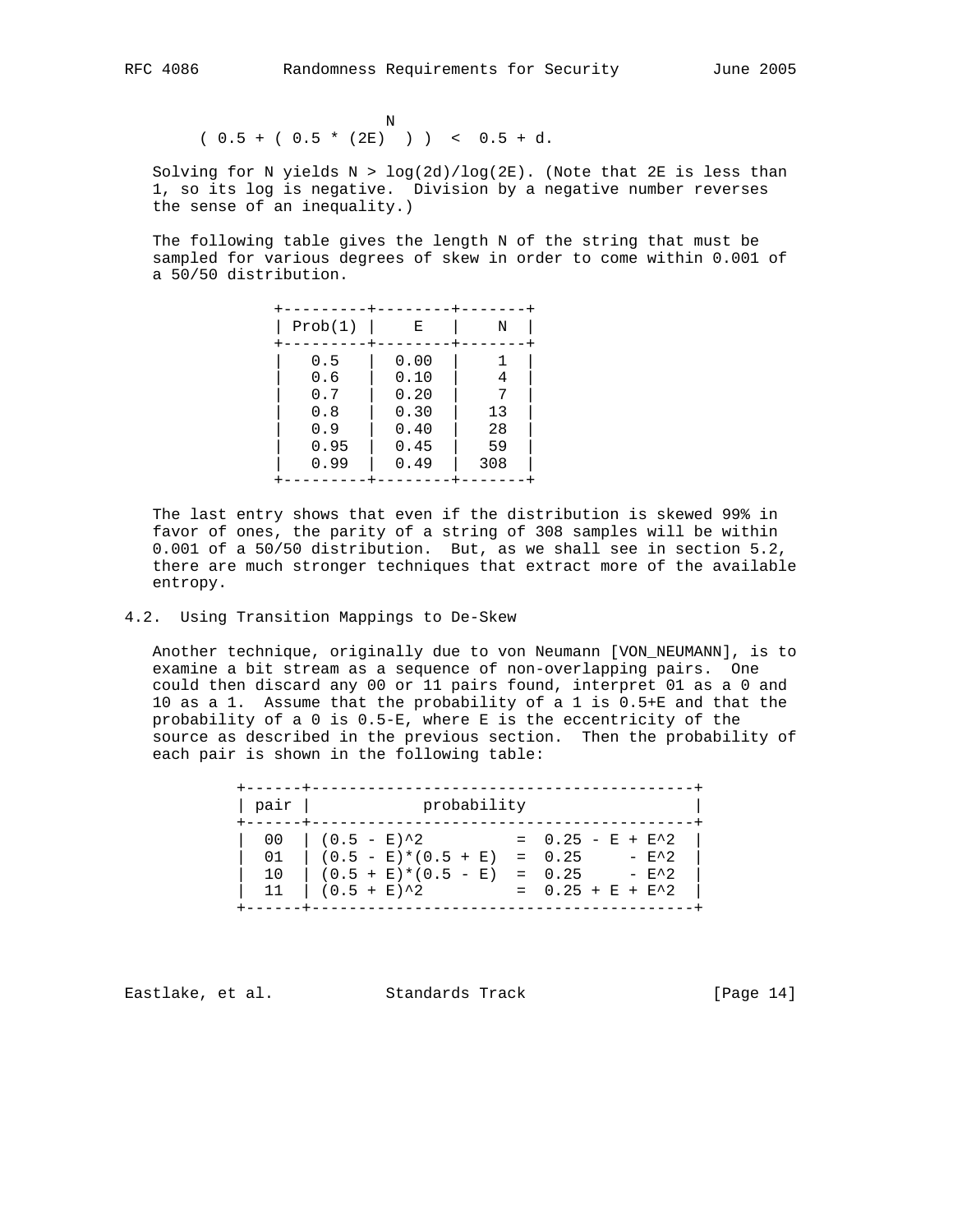$$( 0.5 + ( 0.5 * (2E)^N ) ) < 0.5 + d.$$

Solving for N yields $N > \log(2d)/\log(2E)$. (Note that 2E is less than 1, so its log is negative. Division by a negative number reverses the sense of an inequality.)

The following table gives the length N of the string that must be sampled for various degrees of skew in order to come within 0.001 of a 50/50 distribution.

| Prob(1) | E | N |
|---|---|---|
| 0.5 | 0.00 | 1 |
| 0.6 | 0.10 | 4 |
| 0.7 | 0.20 | 7 |
| 0.8 | 0.30 | 13 |
| 0.9 | 0.40 | 28 |
| 0.95 | 0.45 | 59 |
| 0.99 | 0.49 | 308 |

The last entry shows that even if the distribution is skewed 99% in favor of ones, the parity of a string of 308 samples will be within 0.001 of a 50/50 distribution. But, as we shall see in section 5.2, there are much stronger techniques that extract more of the available entropy.

## 4.2. Using Transition Mappings to De-Skew

Another technique, originally due to von Neumann [VON_NEUMANN], is to examine a bit stream as a sequence of non-overlapping pairs. One could then discard any 00 or 11 pairs found, interpret 01 as a 0 and 10 as a 1. Assume that the probability of a 1 is 0.5+E and that the probability of a 0 is 0.5-E, where E is the eccentricity of the source as described in the previous section. Then the probability of each pair is shown in the following table:

| pair | probability |
|---|---|
| 00 | $(0.5 - E)^2 = 0.25 - E + E^2$ |
| 01 | $(0.5 - E)*(0.5 + E) = 0.25 - E^2$ |
| 10 | $(0.5 + E)*(0.5 - E) = 0.25 - E^2$ |
| 11 | $(0.5 + E)^2 = 0.25 + E + E^2$ |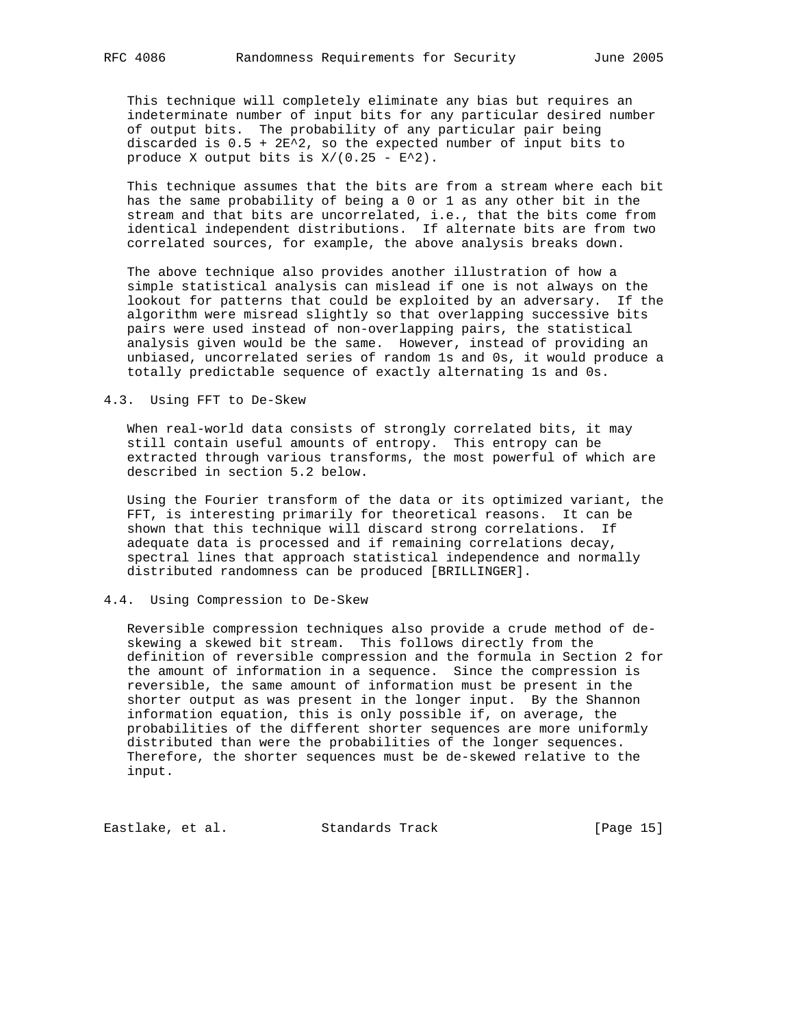This technique will completely eliminate any bias but requires an indeterminate number of input bits for any particular desired number of output bits. The probability of any particular pair being discarded is $0.5 + 2E^2$, so the expected number of input bits to produce X output bits is $X/(0.25 - E^2)$.

This technique assumes that the bits are from a stream where each bit has the same probability of being a 0 or 1 as any other bit in the stream and that bits are uncorrelated, i.e., that the bits come from identical independent distributions. If alternate bits are from two correlated sources, for example, the above analysis breaks down.

The above technique also provides another illustration of how a simple statistical analysis can mislead if one is not always on the lookout for patterns that could be exploited by an adversary. If the algorithm were misread slightly so that overlapping successive bits pairs were used instead of non-overlapping pairs, the statistical analysis given would be the same. However, instead of providing an unbiased, uncorrelated series of random 1s and 0s, it would produce a totally predictable sequence of exactly alternating 1s and 0s.

## 4.3. Using FFT to De-Skew

When real-world data consists of strongly correlated bits, it may still contain useful amounts of entropy. This entropy can be extracted through various transforms, the most powerful of which are described in section 5.2 below.

Using the Fourier transform of the data or its optimized variant, the FFT, is interesting primarily for theoretical reasons. It can be shown that this technique will discard strong correlations. If adequate data is processed and if remaining correlations decay, spectral lines that approach statistical independence and normally distributed randomness can be produced [BRILLINGER].

## 4.4. Using Compression to De-Skew

Reversible compression techniques also provide a crude method of de-skewing a skewed bit stream. This follows directly from the definition of reversible compression and the formula in Section 2 for the amount of information in a sequence. Since the compression is reversible, the same amount of information must be present in the shorter output as was present in the longer input. By the Shannon information equation, this is only possible if, on average, the probabilities of the different shorter sequences are more uniformly distributed than were the probabilities of the longer sequences. Therefore, the shorter sequences must be de-skewed relative to the input.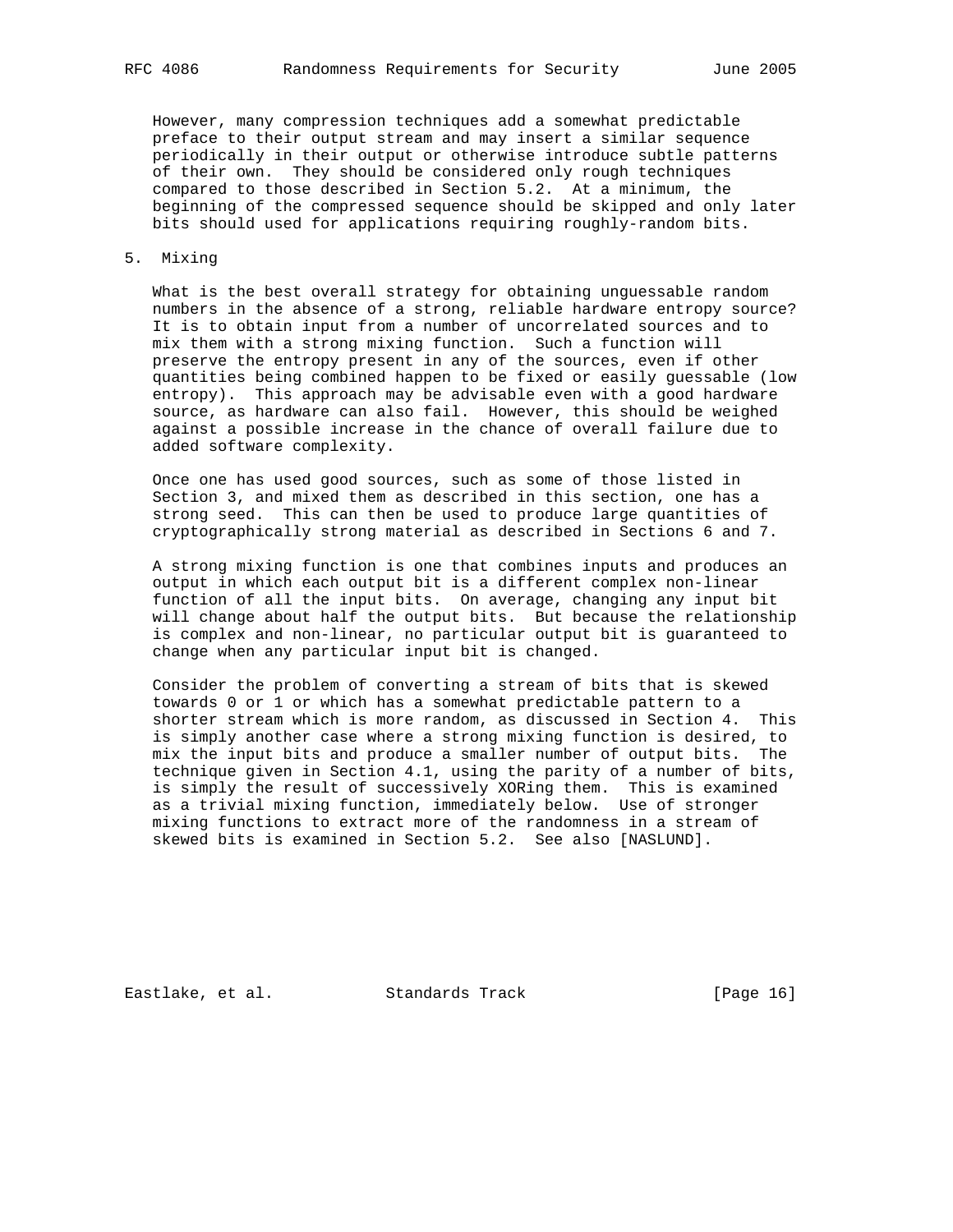However, many compression techniques add a somewhat predictable preface to their output stream and may insert a similar sequence periodically in their output or otherwise introduce subtle patterns of their own. They should be considered only rough techniques compared to those described in Section 5.2. At a minimum, the beginning of the compressed sequence should be skipped and only later bits should used for applications requiring roughly-random bits.

## 5. Mixing

What is the best overall strategy for obtaining unguessable random numbers in the absence of a strong, reliable hardware entropy source? It is to obtain input from a number of uncorrelated sources and to mix them with a strong mixing function. Such a function will preserve the entropy present in any of the sources, even if other quantities being combined happen to be fixed or easily guessable (low entropy). This approach may be advisable even with a good hardware source, as hardware can also fail. However, this should be weighed against a possible increase in the chance of overall failure due to added software complexity.

Once one has used good sources, such as some of those listed in Section 3, and mixed them as described in this section, one has a strong seed. This can then be used to produce large quantities of cryptographically strong material as described in Sections 6 and 7.

A strong mixing function is one that combines inputs and produces an output in which each output bit is a different complex non-linear function of all the input bits. On average, changing any input bit will change about half the output bits. But because the relationship is complex and non-linear, no particular output bit is guaranteed to change when any particular input bit is changed.

Consider the problem of converting a stream of bits that is skewed towards 0 or 1 or which has a somewhat predictable pattern to a shorter stream which is more random, as discussed in Section 4. This is simply another case where a strong mixing function is desired, to mix the input bits and produce a smaller number of output bits. The technique given in Section 4.1, using the parity of a number of bits, is simply the result of successively XORing them. This is examined as a trivial mixing function, immediately below. Use of stronger mixing functions to extract more of the randomness in a stream of skewed bits is examined in Section 5.2. See also [NASLUND].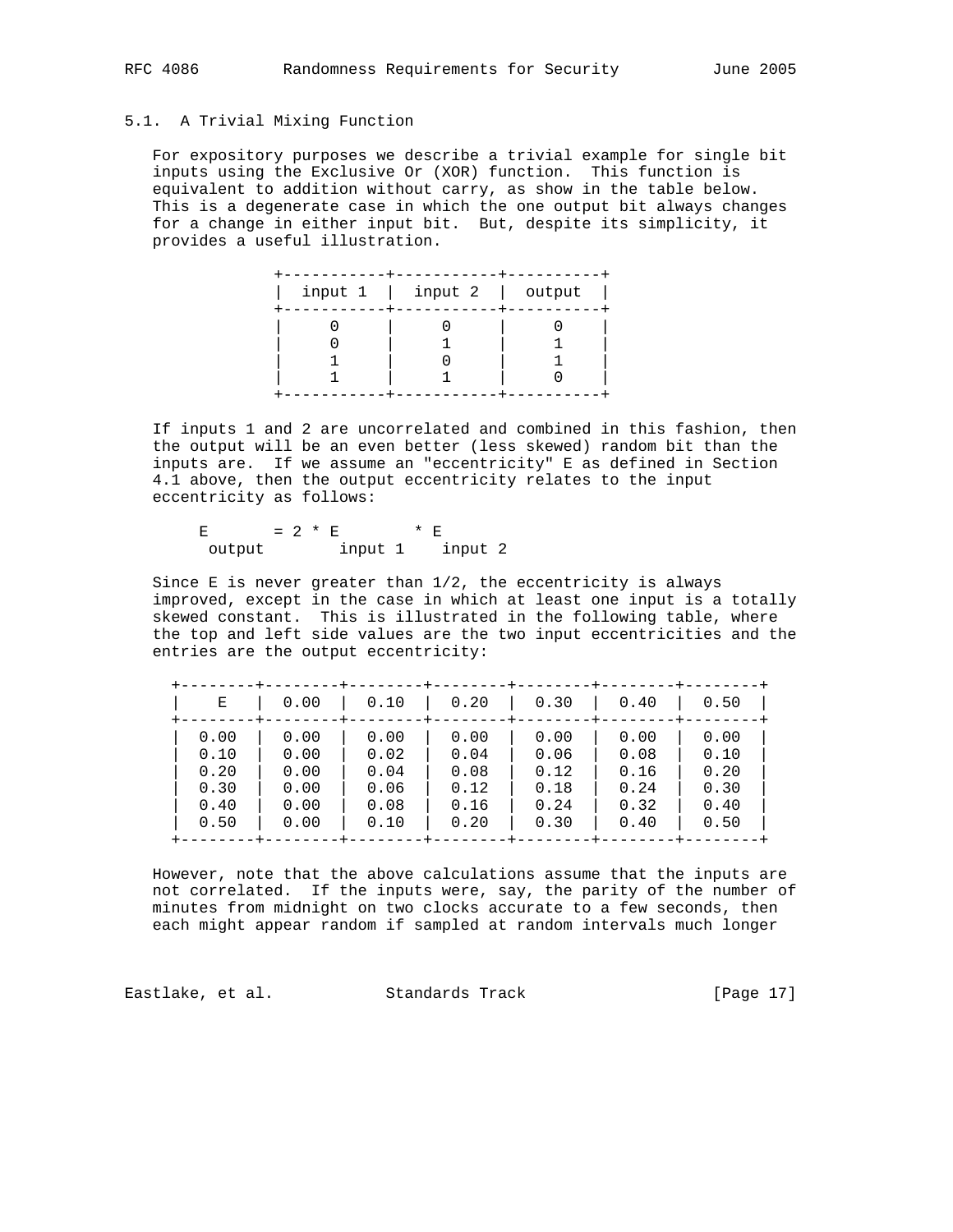### 5.1. A Trivial Mixing Function

For expository purposes we describe a trivial example for single bit inputs using the Exclusive Or (XOR) function. This function is equivalent to addition without carry, as show in the table below. This is a degenerate case in which the one output bit always changes for a change in either input bit. But, despite its simplicity, it provides a useful illustration.

| input 1 | input 2 | output |
|---|---|---|
| 0 | 0 | 0 |
| 0 | 1 | 1 |
| 1 | 0 | 1 |
| 1 | 1 | 0 |

If inputs 1 and 2 are uncorrelated and combined in this fashion, then the output will be an even better (less skewed) random bit than the inputs are. If we assume an "eccentricity" E as defined in Section 4.1 above, then the output eccentricity relates to the input eccentricity as follows:

$$E_{output} = 2 * E_{input\ 1} * E_{input\ 2}$$

Since E is never greater than 1/2, the eccentricity is always improved, except in the case in which at least one input is a totally skewed constant. This is illustrated in the following table, where the top and left side values are the two input eccentricities and the entries are the output eccentricity:

| E | 0.00 | 0.10 | 0.20 | 0.30 | 0.40 | 0.50 |
|---|---|---|---|---|---|---|
| 0.00 | 0.00 | 0.00 | 0.00 | 0.00 | 0.00 | 0.00 |
| 0.10 | 0.00 | 0.02 | 0.04 | 0.06 | 0.08 | 0.10 |
| 0.20 | 0.00 | 0.04 | 0.08 | 0.12 | 0.16 | 0.20 |
| 0.30 | 0.00 | 0.06 | 0.12 | 0.18 | 0.24 | 0.30 |
| 0.40 | 0.00 | 0.08 | 0.16 | 0.24 | 0.32 | 0.40 |
| 0.50 | 0.00 | 0.10 | 0.20 | 0.30 | 0.40 | 0.50 |

However, note that the above calculations assume that the inputs are not correlated. If the inputs were, say, the parity of the number of minutes from midnight on two clocks accurate to a few seconds, then each might appear random if sampled at random intervals much longer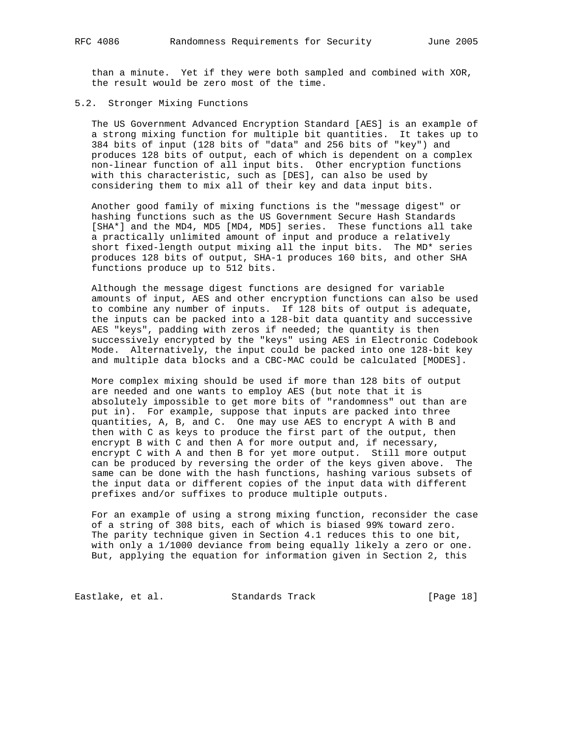than a minute. Yet if they were both sampled and combined with XOR, the result would be zero most of the time.

### 5.2. Stronger Mixing Functions

The US Government Advanced Encryption Standard [AES] is an example of a strong mixing function for multiple bit quantities. It takes up to 384 bits of input (128 bits of "data" and 256 bits of "key") and produces 128 bits of output, each of which is dependent on a complex non-linear function of all input bits. Other encryption functions with this characteristic, such as [DES], can also be used by considering them to mix all of their key and data input bits.

Another good family of mixing functions is the "message digest" or hashing functions such as the US Government Secure Hash Standards [SHA*] and the MD4, MD5 [MD4, MD5] series. These functions all take a practically unlimited amount of input and produce a relatively short fixed-length output mixing all the input bits. The MD* series produces 128 bits of output, SHA-1 produces 160 bits, and other SHA functions produce up to 512 bits.

Although the message digest functions are designed for variable amounts of input, AES and other encryption functions can also be used to combine any number of inputs. If 128 bits of output is adequate, the inputs can be packed into a 128-bit data quantity and successive AES "keys", padding with zeros if needed; the quantity is then successively encrypted by the "keys" using AES in Electronic Codebook Mode. Alternatively, the input could be packed into one 128-bit key and multiple data blocks and a CBC-MAC could be calculated [MODES].

More complex mixing should be used if more than 128 bits of output are needed and one wants to employ AES (but note that it is absolutely impossible to get more bits of "randomness" out than are put in). For example, suppose that inputs are packed into three quantities, A, B, and C. One may use AES to encrypt A with B and then with C as keys to produce the first part of the output, then encrypt B with C and then A for more output and, if necessary, encrypt C with A and then B for yet more output. Still more output can be produced by reversing the order of the keys given above. The same can be done with the hash functions, hashing various subsets of the input data or different copies of the input data with different prefixes and/or suffixes to produce multiple outputs.

For an example of using a strong mixing function, reconsider the case of a string of 308 bits, each of which is biased 99% toward zero. The parity technique given in Section 4.1 reduces this to one bit, with only a 1/1000 deviance from being equally likely a zero or one. But, applying the equation for information given in Section 2, this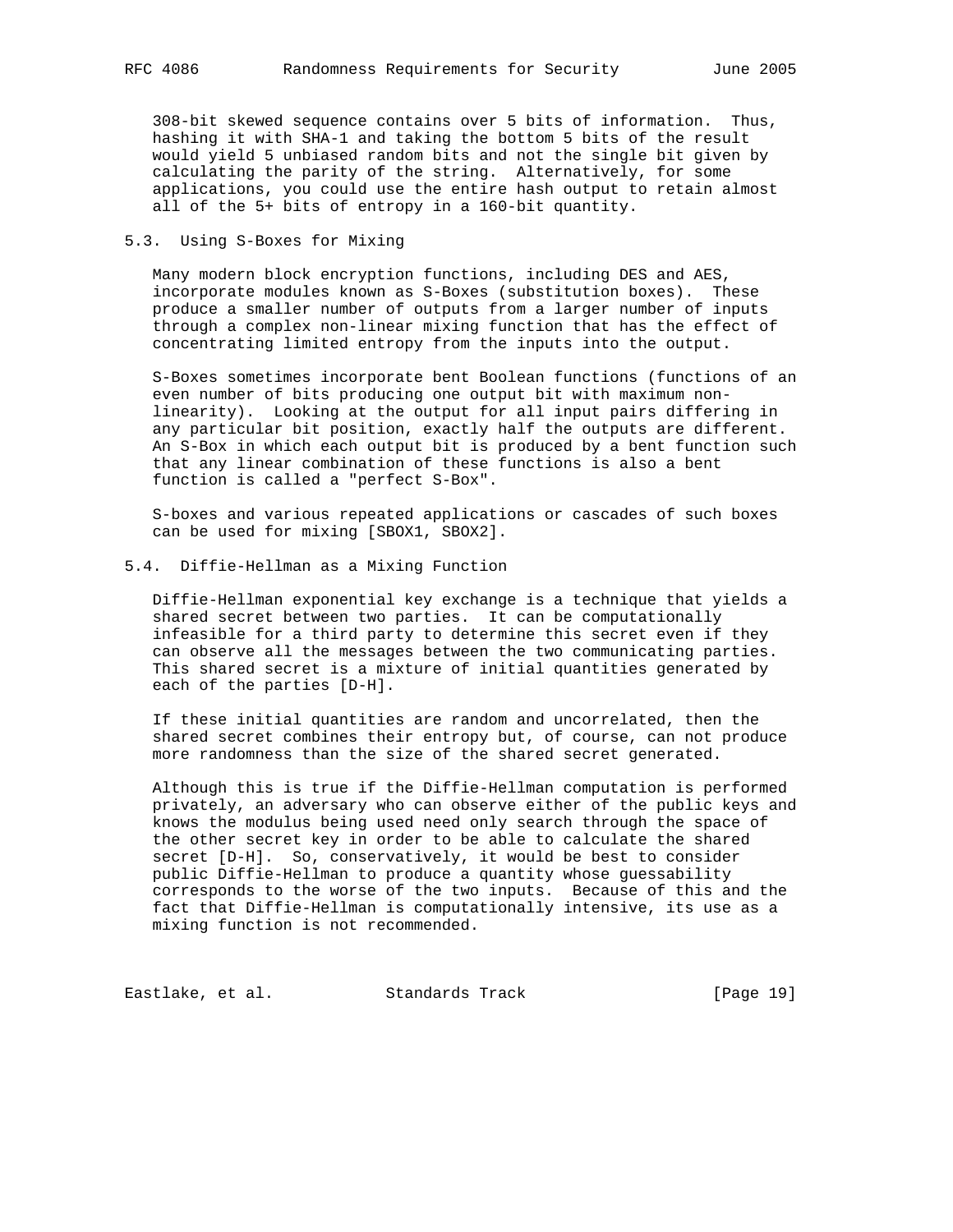308-bit skewed sequence contains over 5 bits of information. Thus, hashing it with SHA-1 and taking the bottom 5 bits of the result would yield 5 unbiased random bits and not the single bit given by calculating the parity of the string. Alternatively, for some applications, you could use the entire hash output to retain almost all of the 5+ bits of entropy in a 160-bit quantity.

### 5.3. Using S-Boxes for Mixing

Many modern block encryption functions, including DES and AES, incorporate modules known as S-Boxes (substitution boxes). These produce a smaller number of outputs from a larger number of inputs through a complex non-linear mixing function that has the effect of concentrating limited entropy from the inputs into the output.

S-Boxes sometimes incorporate bent Boolean functions (functions of an even number of bits producing one output bit with maximum non-linearity). Looking at the output for all input pairs differing in any particular bit position, exactly half the outputs are different. An S-Box in which each output bit is produced by a bent function such that any linear combination of these functions is also a bent function is called a "perfect S-Box".

S-boxes and various repeated applications or cascades of such boxes can be used for mixing [SBOX1, SBOX2].

### 5.4. Diffie-Hellman as a Mixing Function

Diffie-Hellman exponential key exchange is a technique that yields a shared secret between two parties. It can be computationally infeasible for a third party to determine this secret even if they can observe all the messages between the two communicating parties. This shared secret is a mixture of initial quantities generated by each of the parties [D-H].

If these initial quantities are random and uncorrelated, then the shared secret combines their entropy but, of course, can not produce more randomness than the size of the shared secret generated.

Although this is true if the Diffie-Hellman computation is performed privately, an adversary who can observe either of the public keys and knows the modulus being used need only search through the space of the other secret key in order to be able to calculate the shared secret [D-H]. So, conservatively, it would be best to consider public Diffie-Hellman to produce a quantity whose guessability corresponds to the worse of the two inputs. Because of this and the fact that Diffie-Hellman is computationally intensive, its use as a mixing function is not recommended.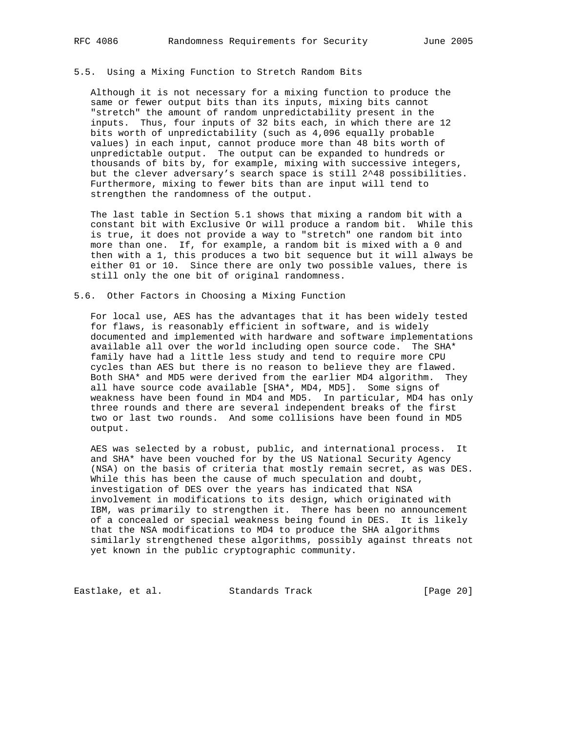## 5.5. Using a Mixing Function to Stretch Random Bits

Although it is not necessary for a mixing function to produce the same or fewer output bits than its inputs, mixing bits cannot "stretch" the amount of random unpredictability present in the inputs. Thus, four inputs of 32 bits each, in which there are 12 bits worth of unpredictability (such as 4,096 equally probable values) in each input, cannot produce more than 48 bits worth of unpredictable output. The output can be expanded to hundreds or thousands of bits by, for example, mixing with successive integers, but the clever adversary's search space is still $2^{48}$ possibilities. Furthermore, mixing to fewer bits than are input will tend to strengthen the randomness of the output.

The last table in Section 5.1 shows that mixing a random bit with a constant bit with Exclusive Or will produce a random bit. While this is true, it does not provide a way to "stretch" one random bit into more than one. If, for example, a random bit is mixed with a 0 and then with a 1, this produces a two bit sequence but it will always be either 01 or 10. Since there are only two possible values, there is still only the one bit of original randomness.

## 5.6. Other Factors in Choosing a Mixing Function

For local use, AES has the advantages that it has been widely tested for flaws, is reasonably efficient in software, and is widely documented and implemented with hardware and software implementations available all over the world including open source code. The SHA* family have had a little less study and tend to require more CPU cycles than AES but there is no reason to believe they are flawed. Both SHA* and MD5 were derived from the earlier MD4 algorithm. They all have source code available [SHA*, MD4, MD5]. Some signs of weakness have been found in MD4 and MD5. In particular, MD4 has only three rounds and there are several independent breaks of the first two or last two rounds. And some collisions have been found in MD5 output.

AES was selected by a robust, public, and international process. It and SHA* have been vouched for by the US National Security Agency (NSA) on the basis of criteria that mostly remain secret, as was DES. While this has been the cause of much speculation and doubt, investigation of DES over the years has indicated that NSA involvement in modifications to its design, which originated with IBM, was primarily to strengthen it. There has been no announcement of a concealed or special weakness being found in DES. It is likely that the NSA modifications to MD4 to produce the SHA algorithms similarly strengthened these algorithms, possibly against threats not yet known in the public cryptographic community.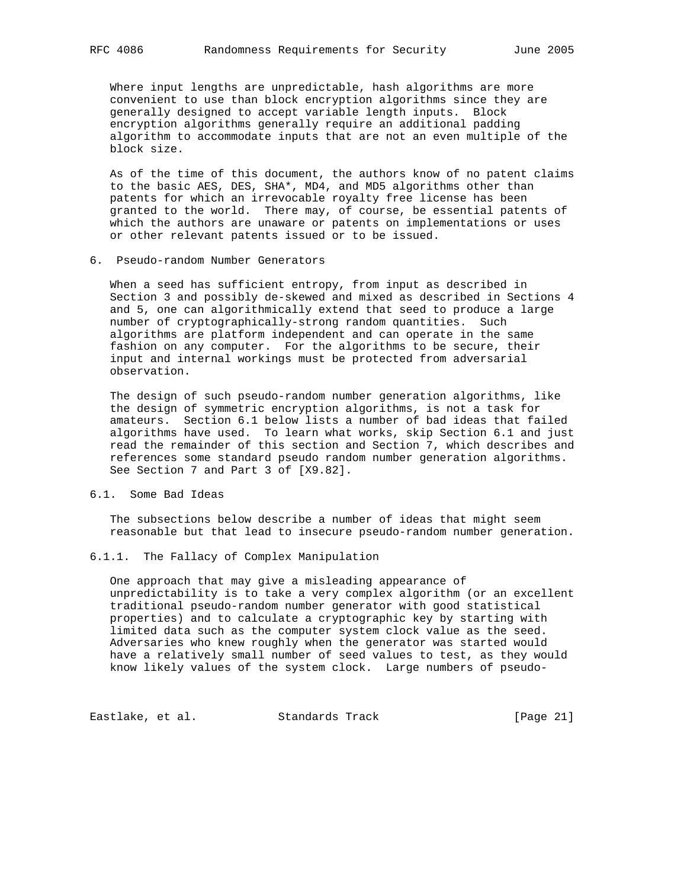Where input lengths are unpredictable, hash algorithms are more convenient to use than block encryption algorithms since they are generally designed to accept variable length inputs. Block encryption algorithms generally require an additional padding algorithm to accommodate inputs that are not an even multiple of the block size.

As of the time of this document, the authors know of no patent claims to the basic AES, DES, SHA*, MD4, and MD5 algorithms other than patents for which an irrevocable royalty free license has been granted to the world. There may, of course, be essential patents of which the authors are unaware or patents on implementations or uses or other relevant patents issued or to be issued.

## 6. Pseudo-random Number Generators

When a seed has sufficient entropy, from input as described in Section 3 and possibly de-skewed and mixed as described in Sections 4 and 5, one can algorithmically extend that seed to produce a large number of cryptographically-strong random quantities. Such algorithms are platform independent and can operate in the same fashion on any computer. For the algorithms to be secure, their input and internal workings must be protected from adversarial observation.

The design of such pseudo-random number generation algorithms, like the design of symmetric encryption algorithms, is not a task for amateurs. Section 6.1 below lists a number of bad ideas that failed algorithms have used. To learn what works, skip Section 6.1 and just read the remainder of this section and Section 7, which describes and references some standard pseudo random number generation algorithms. See Section 7 and Part 3 of [X9.82].

### 6.1. Some Bad Ideas

The subsections below describe a number of ideas that might seem reasonable but that lead to insecure pseudo-random number generation.

#### 6.1.1. The Fallacy of Complex Manipulation

One approach that may give a misleading appearance of unpredictability is to take a very complex algorithm (or an excellent traditional pseudo-random number generator with good statistical properties) and to calculate a cryptographic key by starting with limited data such as the computer system clock value as the seed. Adversaries who knew roughly when the generator was started would have a relatively small number of seed values to test, as they would know likely values of the system clock. Large numbers of pseudo-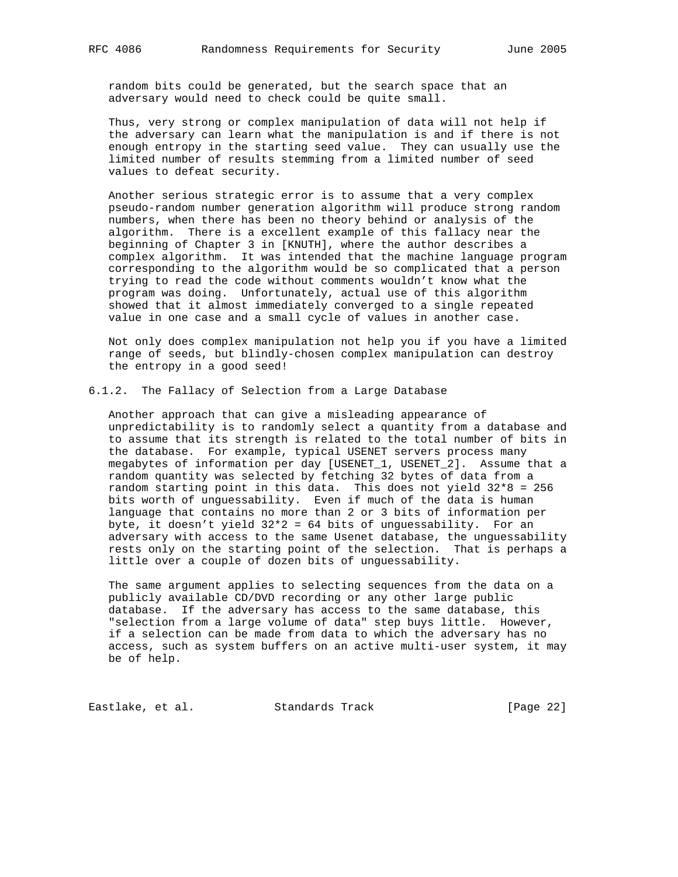random bits could be generated, but the search space that an adversary would need to check could be quite small.

Thus, very strong or complex manipulation of data will not help if the adversary can learn what the manipulation is and if there is not enough entropy in the starting seed value. They can usually use the limited number of results stemming from a limited number of seed values to defeat security.

Another serious strategic error is to assume that a very complex pseudo-random number generation algorithm will produce strong random numbers, when there has been no theory behind or analysis of the algorithm. There is a excellent example of this fallacy near the beginning of Chapter 3 in [KNUTH], where the author describes a complex algorithm. It was intended that the machine language program corresponding to the algorithm would be so complicated that a person trying to read the code without comments wouldn't know what the program was doing. Unfortunately, actual use of this algorithm showed that it almost immediately converged to a single repeated value in one case and a small cycle of values in another case.

Not only does complex manipulation not help you if you have a limited range of seeds, but blindly-chosen complex manipulation can destroy the entropy in a good seed!

### 6.1.2. The Fallacy of Selection from a Large Database

Another approach that can give a misleading appearance of unpredictability is to randomly select a quantity from a database and to assume that its strength is related to the total number of bits in the database. For example, typical USENET servers process many megabytes of information per day [USENET_1, USENET_2]. Assume that a random quantity was selected by fetching 32 bytes of data from a random starting point in this data. This does not yield 32*8 = 256 bits worth of unguessability. Even if much of the data is human language that contains no more than 2 or 3 bits of information per byte, it doesn't yield 32*2 = 64 bits of unguessability. For an adversary with access to the same Usenet database, the unguessability rests only on the starting point of the selection. That is perhaps a little over a couple of dozen bits of unguessability.

The same argument applies to selecting sequences from the data on a publicly available CD/DVD recording or any other large public database. If the adversary has access to the same database, this "selection from a large volume of data" step buys little. However, if a selection can be made from data to which the adversary has no access, such as system buffers on an active multi-user system, it may be of help.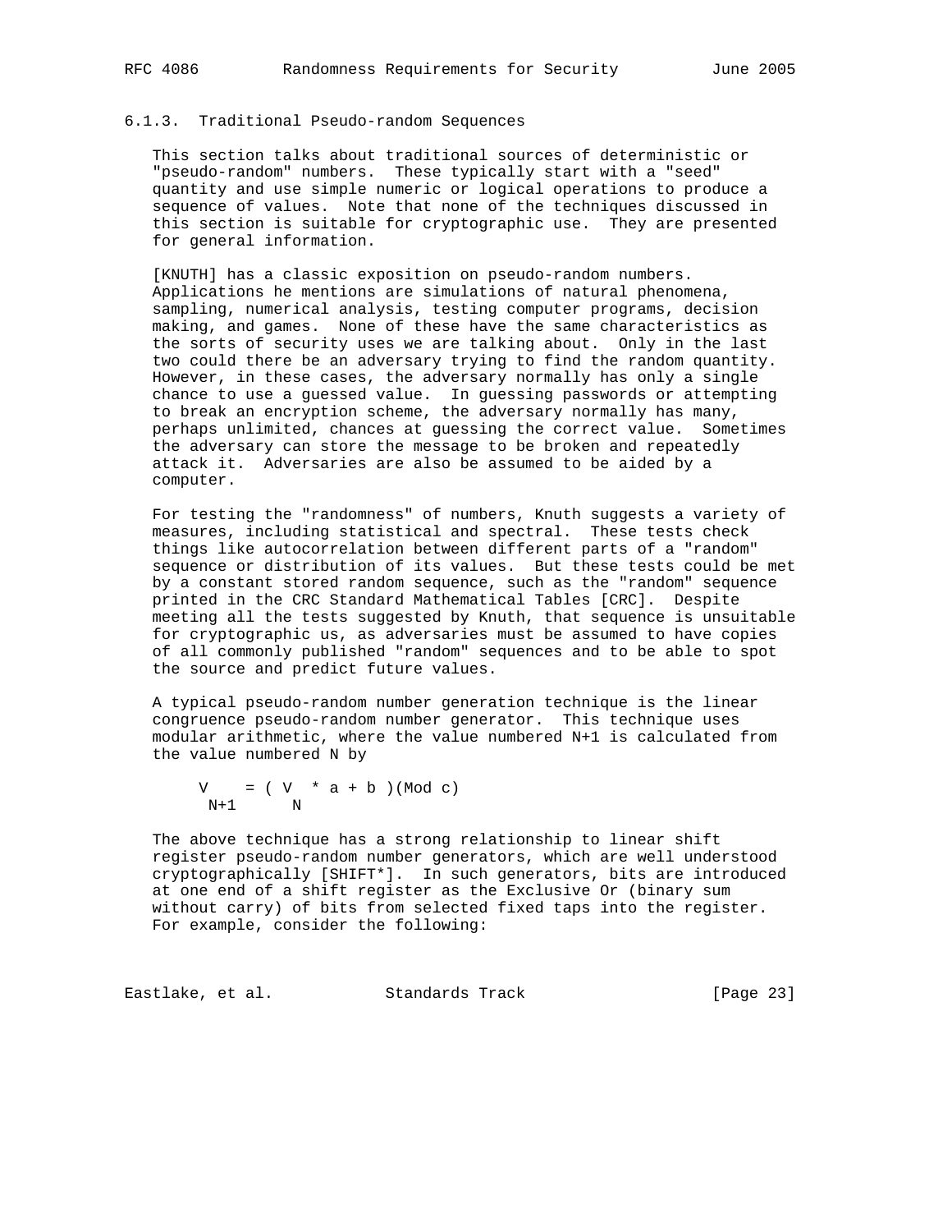### 6.1.3. Traditional Pseudo-random Sequences

This section talks about traditional sources of deterministic or "pseudo-random" numbers. These typically start with a "seed" quantity and use simple numeric or logical operations to produce a sequence of values. Note that none of the techniques discussed in this section is suitable for cryptographic use. They are presented for general information.

[KNUTH] has a classic exposition on pseudo-random numbers. Applications he mentions are simulations of natural phenomena, sampling, numerical analysis, testing computer programs, decision making, and games. None of these have the same characteristics as the sorts of security uses we are talking about. Only in the last two could there be an adversary trying to find the random quantity. However, in these cases, the adversary normally has only a single chance to use a guessed value. In guessing passwords or attempting to break an encryption scheme, the adversary normally has many, perhaps unlimited, chances at guessing the correct value. Sometimes the adversary can store the message to be broken and repeatedly attack it. Adversaries are also be assumed to be aided by a computer.

For testing the "randomness" of numbers, Knuth suggests a variety of measures, including statistical and spectral. These tests check things like autocorrelation between different parts of a "random" sequence or distribution of its values. But these tests could be met by a constant stored random sequence, such as the "random" sequence printed in the CRC Standard Mathematical Tables [CRC]. Despite meeting all the tests suggested by Knuth, that sequence is unsuitable for cryptographic us, as adversaries must be assumed to have copies of all commonly published "random" sequences and to be able to spot the source and predict future values.

A typical pseudo-random number generation technique is the linear congruence pseudo-random number generator. This technique uses modular arithmetic, where the value numbered N+1 is calculated from the value numbered N by

$$V_{N+1} = ( V_N * a + b )(\text{Mod } c)$$

The above technique has a strong relationship to linear shift register pseudo-random number generators, which are well understood cryptographically [SHIFT*]. In such generators, bits are introduced at one end of a shift register as the Exclusive Or (binary sum without carry) of bits from selected fixed taps into the register. For example, consider the following: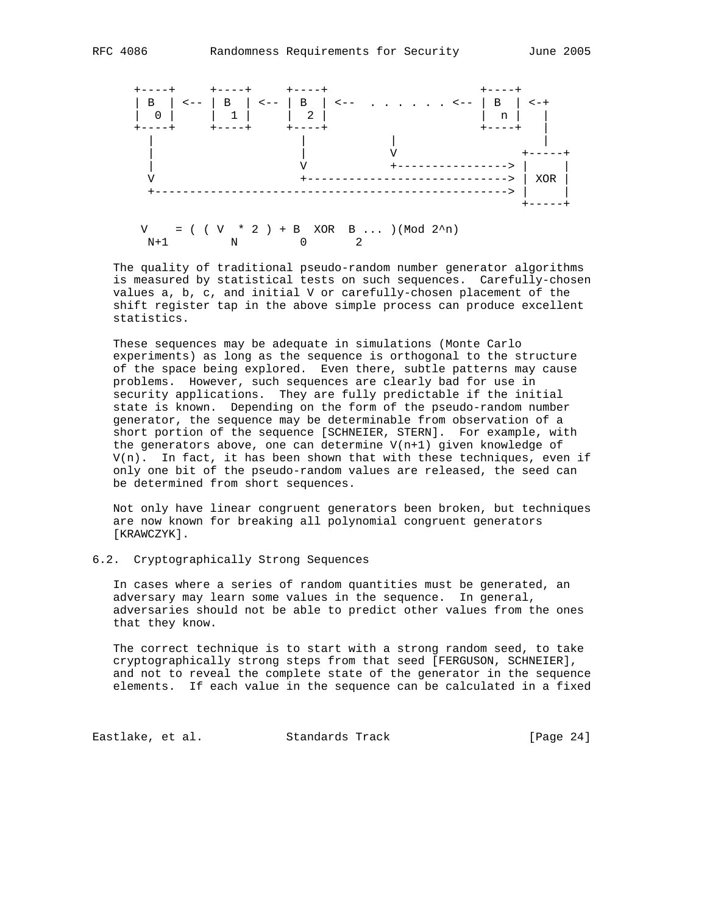```
 +----+     +----+     +----+                    +----+
 | B  | <-- | B  | <-- | B  | <--  . . . . . . <-- | B  | <-+
 |  0 |     |  1 |     |  2 |                    |  n |   |
 +----+     +----+     +----+                    +----+   |
   |                     |           |                    |
   |                     |           V                 +-----+
   |                     V           +----------------> |     |
   V                     +-----------------------------> | XOR |
   +---------------------------------------------------> |     |
                                                        +-----+
```

$$V_{N+1} = ( ( V_N * 2 ) + B_0 \text{ XOR } B_2 \ldots )(\text{Mod } 2^n)$$

The quality of traditional pseudo-random number generator algorithms is measured by statistical tests on such sequences. Carefully-chosen values a, b, c, and initial V or carefully-chosen placement of the shift register tap in the above simple process can produce excellent statistics.

These sequences may be adequate in simulations (Monte Carlo experiments) as long as the sequence is orthogonal to the structure of the space being explored. Even there, subtle patterns may cause problems. However, such sequences are clearly bad for use in security applications. They are fully predictable if the initial state is known. Depending on the form of the pseudo-random number generator, the sequence may be determinable from observation of a short portion of the sequence [SCHNEIER, STERN]. For example, with the generators above, one can determine V(n+1) given knowledge of V(n). In fact, it has been shown that with these techniques, even if only one bit of the pseudo-random values are released, the seed can be determined from short sequences.

Not only have linear congruent generators been broken, but techniques are now known for breaking all polynomial congruent generators [KRAWCZYK].

## 6.2. Cryptographically Strong Sequences

In cases where a series of random quantities must be generated, an adversary may learn some values in the sequence. In general, adversaries should not be able to predict other values from the ones that they know.

The correct technique is to start with a strong random seed, to take cryptographically strong steps from that seed [FERGUSON, SCHNEIER], and not to reveal the complete state of the generator in the sequence elements. If each value in the sequence can be calculated in a fixed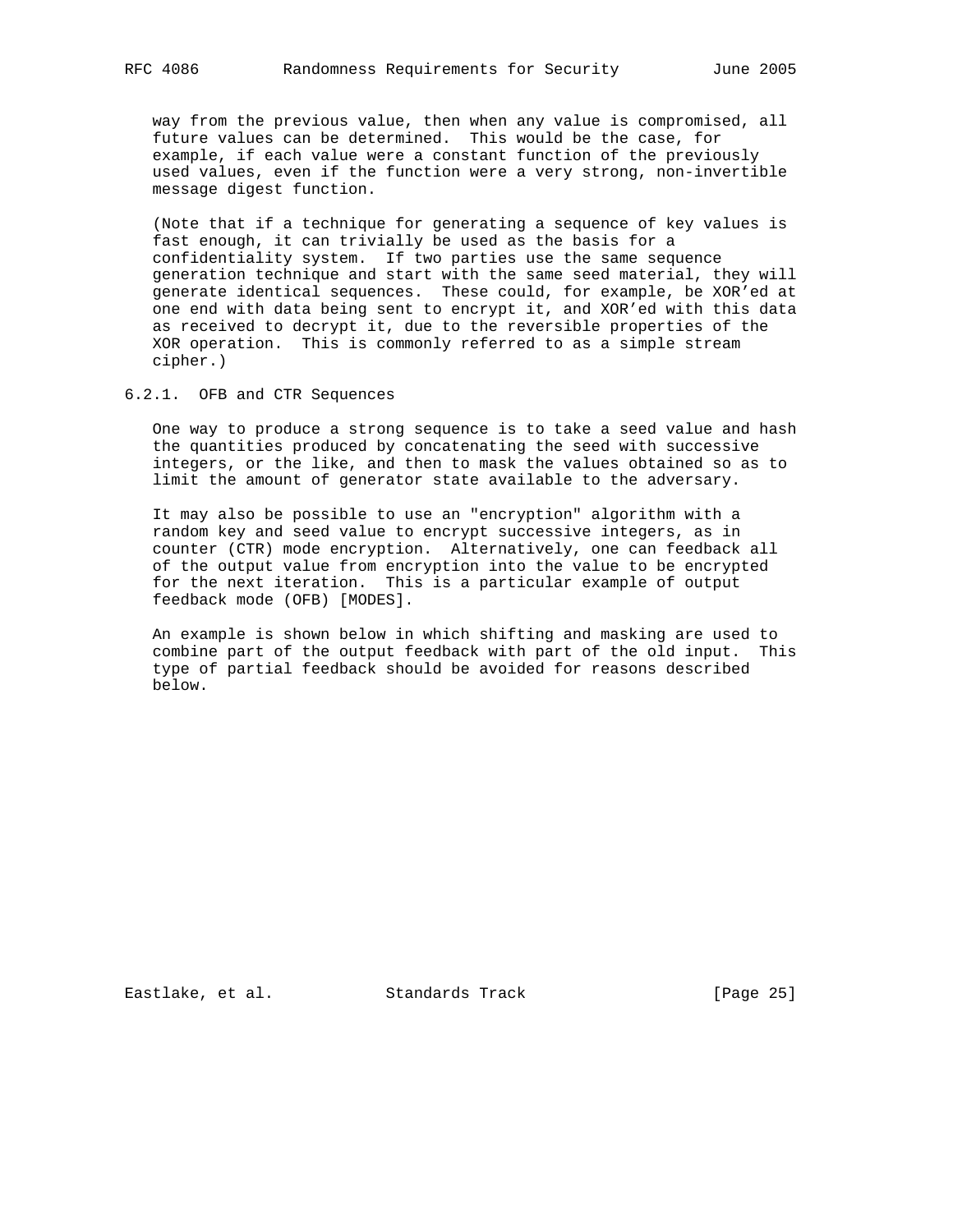way from the previous value, then when any value is compromised, all future values can be determined. This would be the case, for example, if each value were a constant function of the previously used values, even if the function were a very strong, non-invertible message digest function.

(Note that if a technique for generating a sequence of key values is fast enough, it can trivially be used as the basis for a confidentiality system. If two parties use the same sequence generation technique and start with the same seed material, they will generate identical sequences. These could, for example, be XOR'ed at one end with data being sent to encrypt it, and XOR'ed with this data as received to decrypt it, due to the reversible properties of the XOR operation. This is commonly referred to as a simple stream cipher.)

### 6.2.1. OFB and CTR Sequences

One way to produce a strong sequence is to take a seed value and hash the quantities produced by concatenating the seed with successive integers, or the like, and then to mask the values obtained so as to limit the amount of generator state available to the adversary.

It may also be possible to use an "encryption" algorithm with a random key and seed value to encrypt successive integers, as in counter (CTR) mode encryption. Alternatively, one can feedback all of the output value from encryption into the value to be encrypted for the next iteration. This is a particular example of output feedback mode (OFB) [MODES].

An example is shown below in which shifting and masking are used to combine part of the output feedback with part of the old input. This type of partial feedback should be avoided for reasons described below.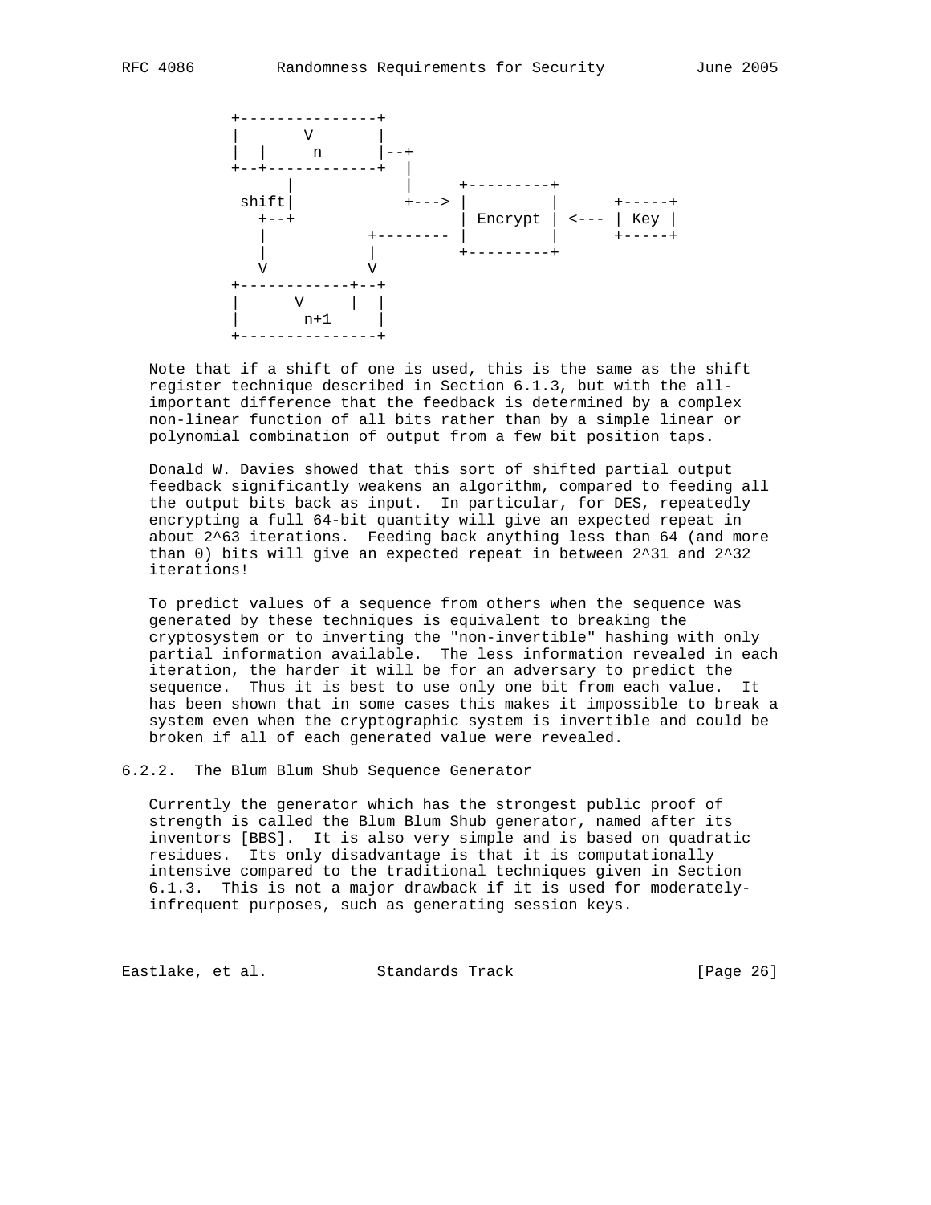```
          +---------------+
          |       V       |
          |  |     n      |--+
          +--+------------+  |
                |            |      +---------+
           shift|            +---> |         |      +-----+
             +--+                  | Encrypt | <--- | Key |
             |           +-------- |         |      +-----+
             |           |         +---------+
             V           V
          +------------+--+
          |      V     |  |
          |       n+1     |
          +---------------+
```

Note that if a shift of one is used, this is the same as the shift register technique described in Section 6.1.3, but with the all-important difference that the feedback is determined by a complex non-linear function of all bits rather than by a simple linear or polynomial combination of output from a few bit position taps.

Donald W. Davies showed that this sort of shifted partial output feedback significantly weakens an algorithm, compared to feeding all the output bits back as input. In particular, for DES, repeatedly encrypting a full 64-bit quantity will give an expected repeat in about $2^{63}$ iterations. Feeding back anything less than 64 (and more than 0) bits will give an expected repeat in between $2^{31}$ and $2^{32}$ iterations!

To predict values of a sequence from others when the sequence was generated by these techniques is equivalent to breaking the cryptosystem or to inverting the "non-invertible" hashing with only partial information available. The less information revealed in each iteration, the harder it will be for an adversary to predict the sequence. Thus it is best to use only one bit from each value. It has been shown that in some cases this makes it impossible to break a system even when the cryptographic system is invertible and could be broken if all of each generated value were revealed.

### 6.2.2. The Blum Blum Shub Sequence Generator

Currently the generator which has the strongest public proof of strength is called the Blum Blum Shub generator, named after its inventors [BBS]. It is also very simple and is based on quadratic residues. Its only disadvantage is that it is computationally intensive compared to the traditional techniques given in Section 6.1.3. This is not a major drawback if it is used for moderately-infrequent purposes, such as generating session keys.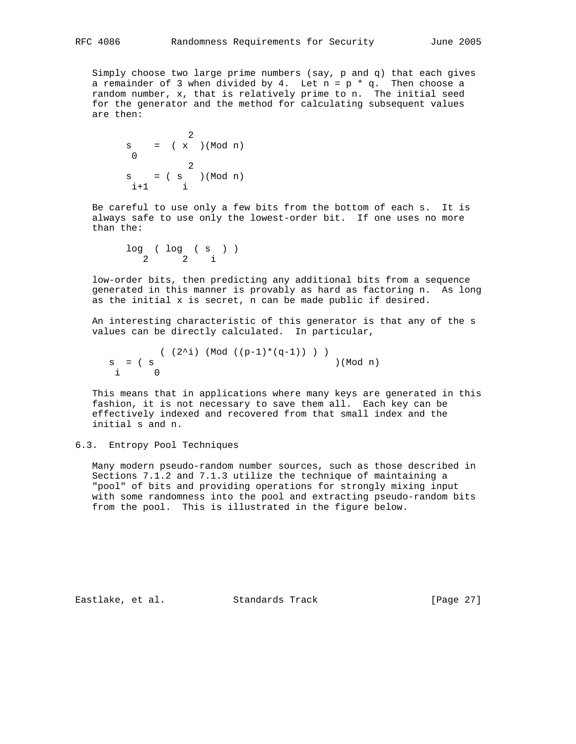Simply choose two large prime numbers (say, p and q) that each gives a remainder of 3 when divided by 4. Let $n = p * q$. Then choose a random number, x, that is relatively prime to n. The initial seed for the generator and the method for calculating subsequent values are then:

$$s_0 = ( x^2 )(\text{Mod } n)$$

$$s_{i+1} = ( s_i^2 )(\text{Mod } n)$$

Be careful to use only a few bits from the bottom of each s. It is always safe to use only the lowest-order bit. If one uses no more than the:

$$\log_2 ( \log_2 ( s_i ) )$$

low-order bits, then predicting any additional bits from a sequence generated in this manner is provably as hard as factoring n. As long as the initial x is secret, n can be made public if desired.

An interesting characteristic of this generator is that any of the s values can be directly calculated. In particular,

$$s_i = ( s_0^{( (2^i) (\text{Mod } ((p-1)*(q-1)) ) )} )(\text{Mod } n)$$

This means that in applications where many keys are generated in this fashion, it is not necessary to save them all. Each key can be effectively indexed and recovered from that small index and the initial s and n.

### 6.3. Entropy Pool Techniques

Many modern pseudo-random number sources, such as those described in Sections 7.1.2 and 7.1.3 utilize the technique of maintaining a "pool" of bits and providing operations for strongly mixing input with some randomness into the pool and extracting pseudo-random bits from the pool. This is illustrated in the figure below.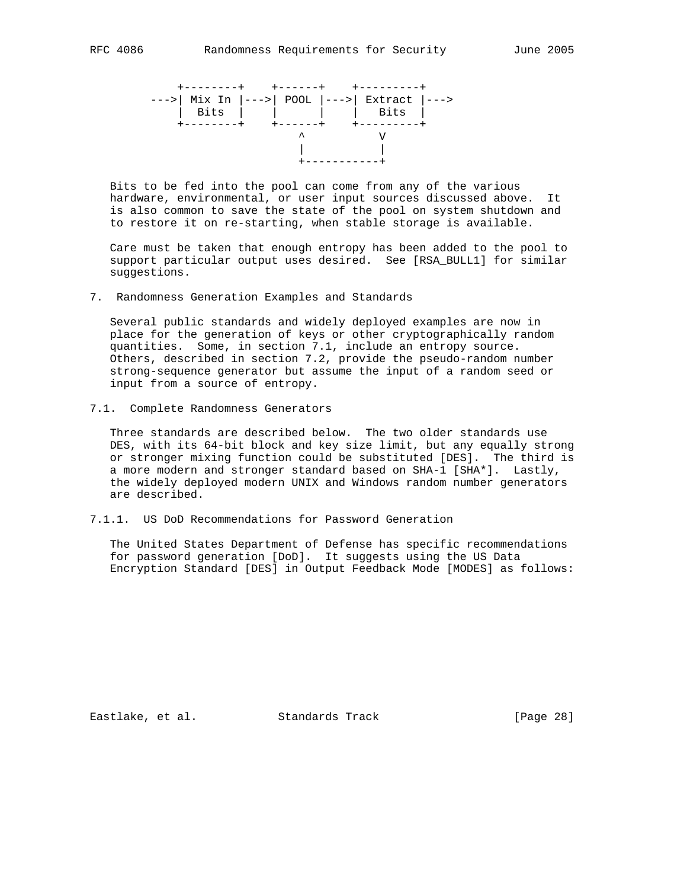```
   +--------+    +------+    +---------+
--->| Mix In |--->| POOL |--->| Extract |--->
    |  Bits  |    |      |    |   Bits  |
    +--------+    +------+    +---------+
                      ^           V
                      |           |
                      +-----------+
```

Bits to be fed into the pool can come from any of the various hardware, environmental, or user input sources discussed above. It is also common to save the state of the pool on system shutdown and to restore it on re-starting, when stable storage is available.

Care must be taken that enough entropy has been added to the pool to support particular output uses desired. See [RSA_BULL1] for similar suggestions.

## 7. Randomness Generation Examples and Standards

Several public standards and widely deployed examples are now in place for the generation of keys or other cryptographically random quantities. Some, in section 7.1, include an entropy source. Others, described in section 7.2, provide the pseudo-random number strong-sequence generator but assume the input of a random seed or input from a source of entropy.

### 7.1. Complete Randomness Generators

Three standards are described below. The two older standards use DES, with its 64-bit block and key size limit, but any equally strong or stronger mixing function could be substituted [DES]. The third is a more modern and stronger standard based on SHA-1 [SHA*]. Lastly, the widely deployed modern UNIX and Windows random number generators are described.

#### 7.1.1. US DoD Recommendations for Password Generation

The United States Department of Defense has specific recommendations for password generation [DoD]. It suggests using the US Data Encryption Standard [DES] in Output Feedback Mode [MODES] as follows: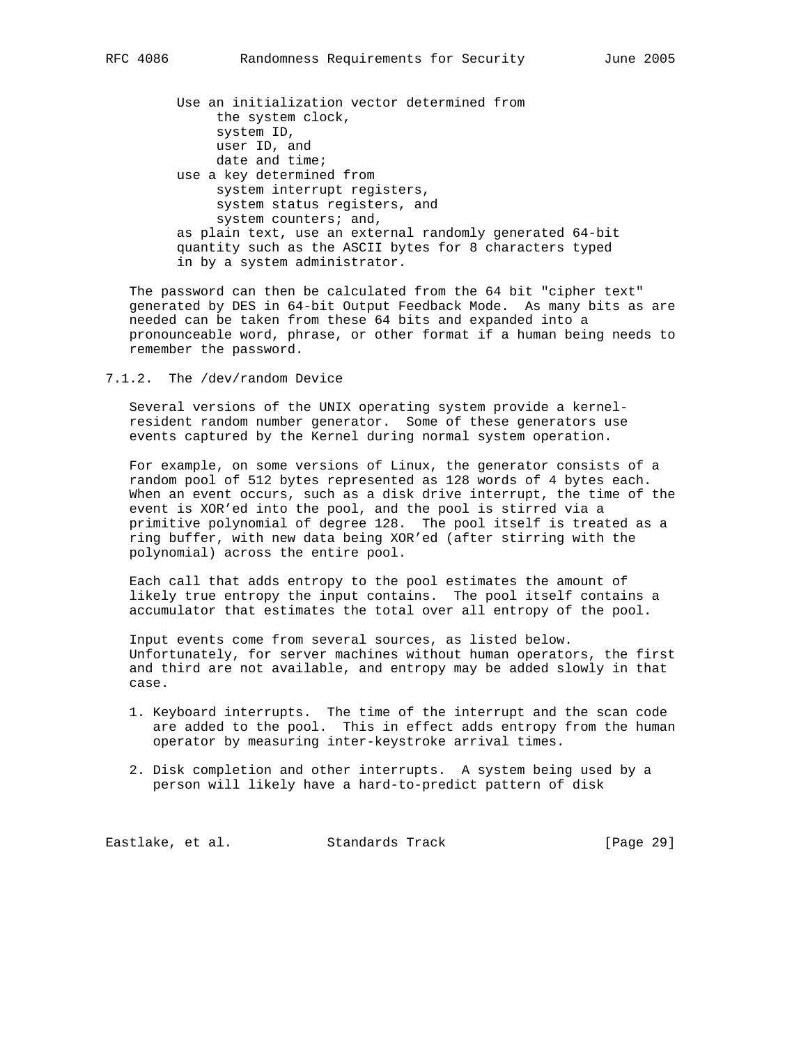```
Use an initialization vector determined from
     the system clock,
     system ID,
     user ID, and
     date and time;
use a key determined from
     system interrupt registers,
     system status registers, and
     system counters; and,
as plain text, use an external randomly generated 64-bit
quantity such as the ASCII bytes for 8 characters typed
in by a system administrator.
```

The password can then be calculated from the 64 bit "cipher text" generated by DES in 64-bit Output Feedback Mode. As many bits as are needed can be taken from these 64 bits and expanded into a pronounceable word, phrase, or other format if a human being needs to remember the password.

### 7.1.2. The /dev/random Device

Several versions of the UNIX operating system provide a kernel-resident random number generator. Some of these generators use events captured by the Kernel during normal system operation.

For example, on some versions of Linux, the generator consists of a random pool of 512 bytes represented as 128 words of 4 bytes each. When an event occurs, such as a disk drive interrupt, the time of the event is XOR'ed into the pool, and the pool is stirred via a primitive polynomial of degree 128. The pool itself is treated as a ring buffer, with new data being XOR'ed (after stirring with the polynomial) across the entire pool.

Each call that adds entropy to the pool estimates the amount of likely true entropy the input contains. The pool itself contains a accumulator that estimates the total over all entropy of the pool.

Input events come from several sources, as listed below. Unfortunately, for server machines without human operators, the first and third are not available, and entropy may be added slowly in that case.

1. Keyboard interrupts. The time of the interrupt and the scan code are added to the pool. This in effect adds entropy from the human operator by measuring inter-keystroke arrival times.

2. Disk completion and other interrupts. A system being used by a person will likely have a hard-to-predict pattern of disk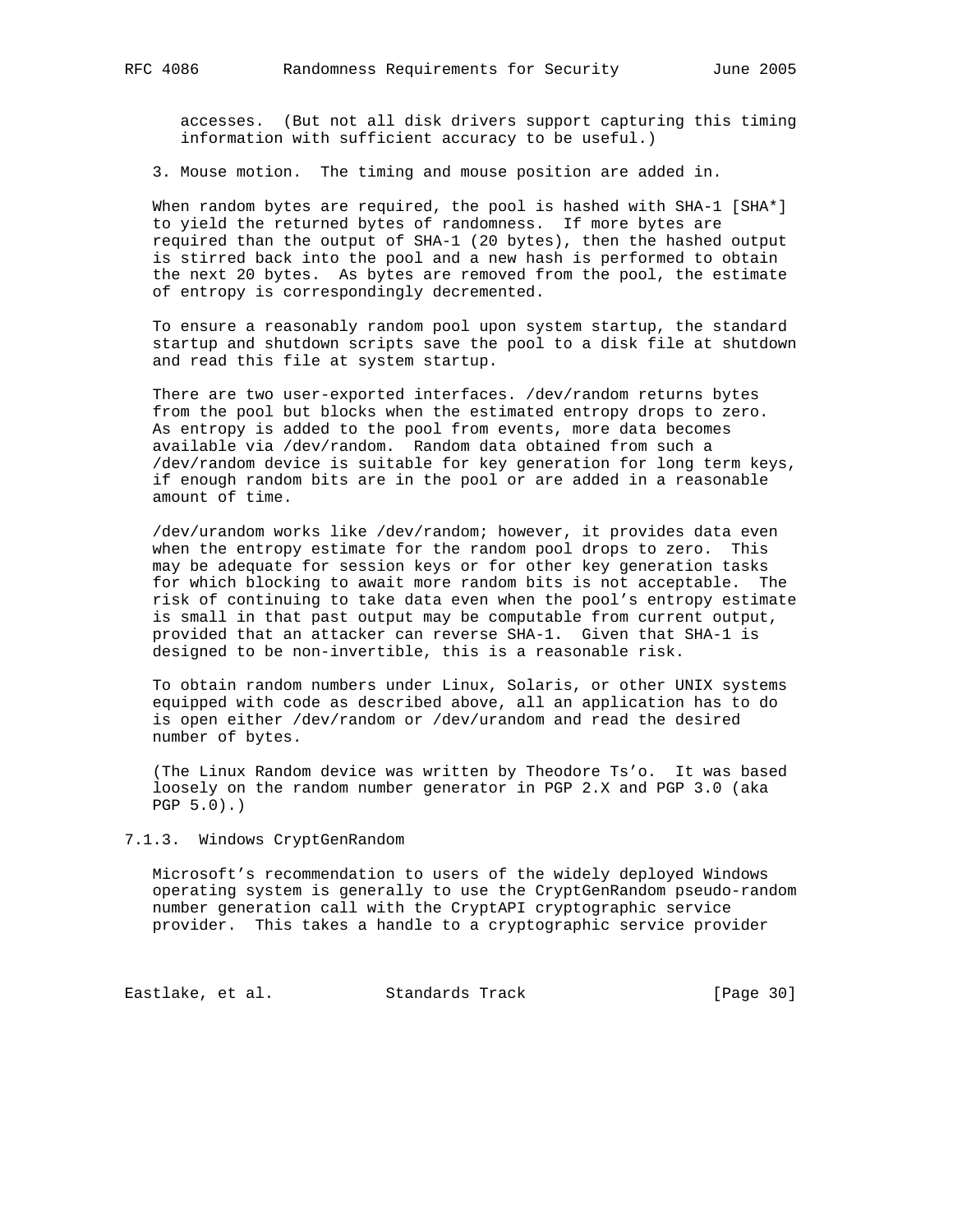accesses. (But not all disk drivers support capturing this timing information with sufficient accuracy to be useful.)

3. Mouse motion. The timing and mouse position are added in.

When random bytes are required, the pool is hashed with SHA-1 [SHA*] to yield the returned bytes of randomness. If more bytes are required than the output of SHA-1 (20 bytes), then the hashed output is stirred back into the pool and a new hash is performed to obtain the next 20 bytes. As bytes are removed from the pool, the estimate of entropy is correspondingly decremented.

To ensure a reasonably random pool upon system startup, the standard startup and shutdown scripts save the pool to a disk file at shutdown and read this file at system startup.

There are two user-exported interfaces. /dev/random returns bytes from the pool but blocks when the estimated entropy drops to zero. As entropy is added to the pool from events, more data becomes available via /dev/random. Random data obtained from such a /dev/random device is suitable for key generation for long term keys, if enough random bits are in the pool or are added in a reasonable amount of time.

/dev/urandom works like /dev/random; however, it provides data even when the entropy estimate for the random pool drops to zero. This may be adequate for session keys or for other key generation tasks for which blocking to await more random bits is not acceptable. The risk of continuing to take data even when the pool's entropy estimate is small in that past output may be computable from current output, provided that an attacker can reverse SHA-1. Given that SHA-1 is designed to be non-invertible, this is a reasonable risk.

To obtain random numbers under Linux, Solaris, or other UNIX systems equipped with code as described above, all an application has to do is open either /dev/random or /dev/urandom and read the desired number of bytes.

(The Linux Random device was written by Theodore Ts'o. It was based loosely on the random number generator in PGP 2.X and PGP 3.0 (aka PGP 5.0).)

### 7.1.3. Windows CryptGenRandom

Microsoft's recommendation to users of the widely deployed Windows operating system is generally to use the CryptGenRandom pseudo-random number generation call with the CryptAPI cryptographic service provider. This takes a handle to a cryptographic service provider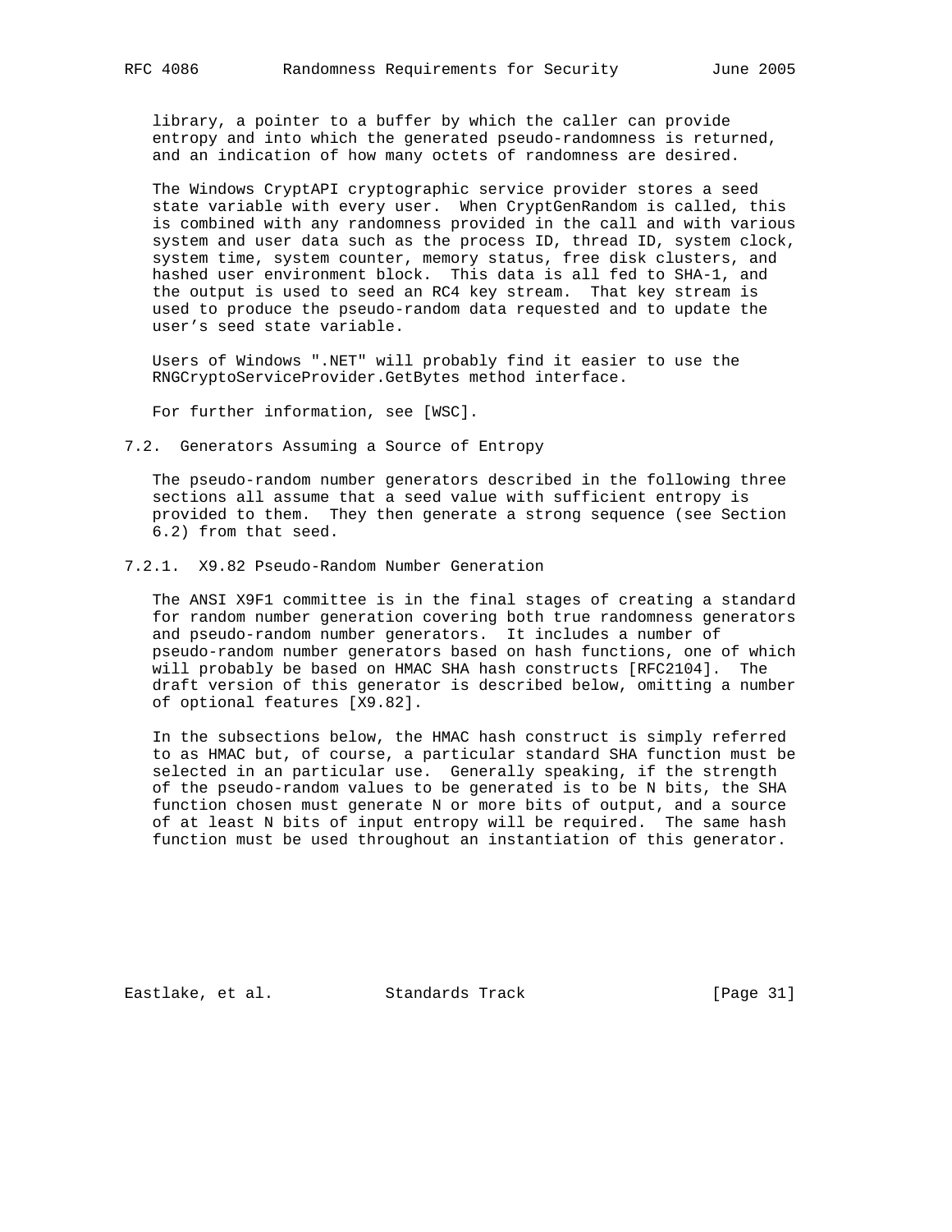library, a pointer to a buffer by which the caller can provide entropy and into which the generated pseudo-randomness is returned, and an indication of how many octets of randomness are desired.

The Windows CryptAPI cryptographic service provider stores a seed state variable with every user. When CryptGenRandom is called, this is combined with any randomness provided in the call and with various system and user data such as the process ID, thread ID, system clock, system time, system counter, memory status, free disk clusters, and hashed user environment block. This data is all fed to SHA-1, and the output is used to seed an RC4 key stream. That key stream is used to produce the pseudo-random data requested and to update the user's seed state variable.

Users of Windows ".NET" will probably find it easier to use the RNGCryptoServiceProvider.GetBytes method interface.

For further information, see [WSC].

## 7.2. Generators Assuming a Source of Entropy

The pseudo-random number generators described in the following three sections all assume that a seed value with sufficient entropy is provided to them. They then generate a strong sequence (see Section 6.2) from that seed.

### 7.2.1. X9.82 Pseudo-Random Number Generation

The ANSI X9F1 committee is in the final stages of creating a standard for random number generation covering both true randomness generators and pseudo-random number generators. It includes a number of pseudo-random number generators based on hash functions, one of which will probably be based on HMAC SHA hash constructs [RFC2104]. The draft version of this generator is described below, omitting a number of optional features [X9.82].

In the subsections below, the HMAC hash construct is simply referred to as HMAC but, of course, a particular standard SHA function must be selected in an particular use. Generally speaking, if the strength of the pseudo-random values to be generated is to be N bits, the SHA function chosen must generate N or more bits of output, and a source of at least N bits of input entropy will be required. The same hash function must be used throughout an instantiation of this generator.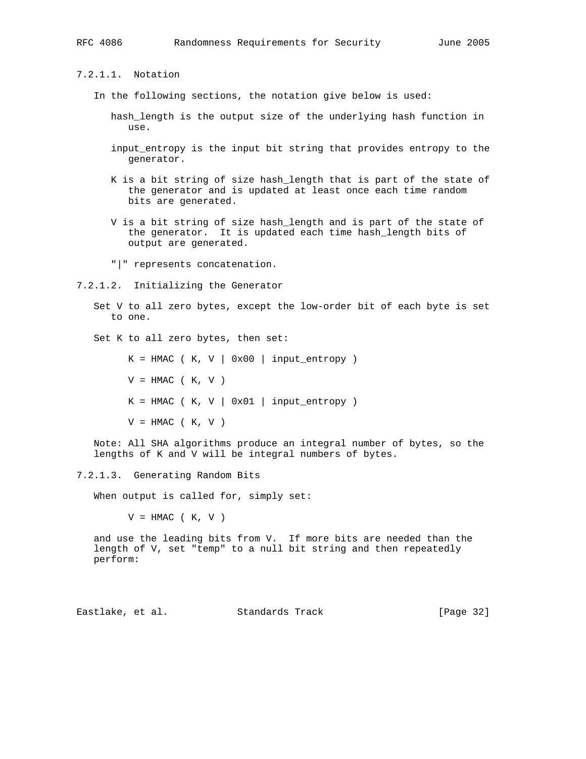#### 7.2.1.1. Notation

In the following sections, the notation give below is used:

- hash_length is the output size of the underlying hash function in use.

- input_entropy is the input bit string that provides entropy to the generator.

- K is a bit string of size hash_length that is part of the state of the generator and is updated at least once each time random bits are generated.

- V is a bit string of size hash_length and is part of the state of the generator. It is updated each time hash_length bits of output are generated.

- "|" represents concatenation.

#### 7.2.1.2. Initializing the Generator

Set V to all zero bytes, except the low-order bit of each byte is set to one.

Set K to all zero bytes, then set:

```
K = HMAC ( K, V | 0x00 | input_entropy )

V = HMAC ( K, V )

K = HMAC ( K, V | 0x01 | input_entropy )

V = HMAC ( K, V )
```

Note: All SHA algorithms produce an integral number of bytes, so the lengths of K and V will be integral numbers of bytes.

#### 7.2.1.3. Generating Random Bits

When output is called for, simply set:

```
V = HMAC ( K, V )
```

and use the leading bits from V. If more bits are needed than the length of V, set "temp" to a null bit string and then repeatedly perform: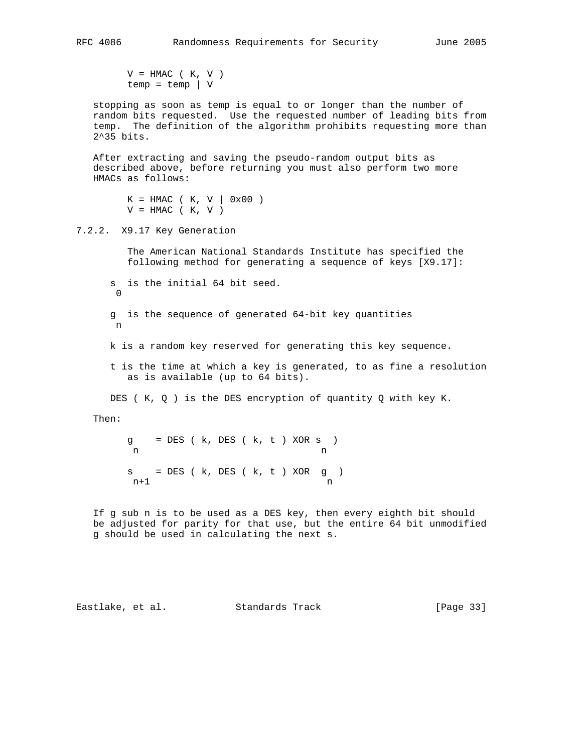```
V = HMAC ( K, V )
temp = temp | V
```

stopping as soon as temp is equal to or longer than the number of random bits requested. Use the requested number of leading bits from temp. The definition of the algorithm prohibits requesting more than 2^35 bits.

After extracting and saving the pseudo-random output bits as described above, before returning you must also perform two more HMACs as follows:

```
K = HMAC ( K, V | 0x00 )
V = HMAC ( K, V )
```

### 7.2.2. X9.17 Key Generation

The American National Standards Institute has specified the following method for generating a sequence of keys [X9.17]:

$s_0$ is the initial 64 bit seed.

$g_n$ is the sequence of generated 64-bit key quantities

k is a random key reserved for generating this key sequence.

t is the time at which a key is generated, to as fine a resolution as is available (up to 64 bits).

DES ( K, Q ) is the DES encryption of quantity Q with key K.

Then:

$$g_n = DES ( k, DES ( k, t ) \text{ XOR } s_n )$$

$$s_{n+1} = DES ( k, DES ( k, t ) \text{ XOR } g_n )$$

If g sub n is to be used as a DES key, then every eighth bit should be adjusted for parity for that use, but the entire 64 bit unmodified g should be used in calculating the next s.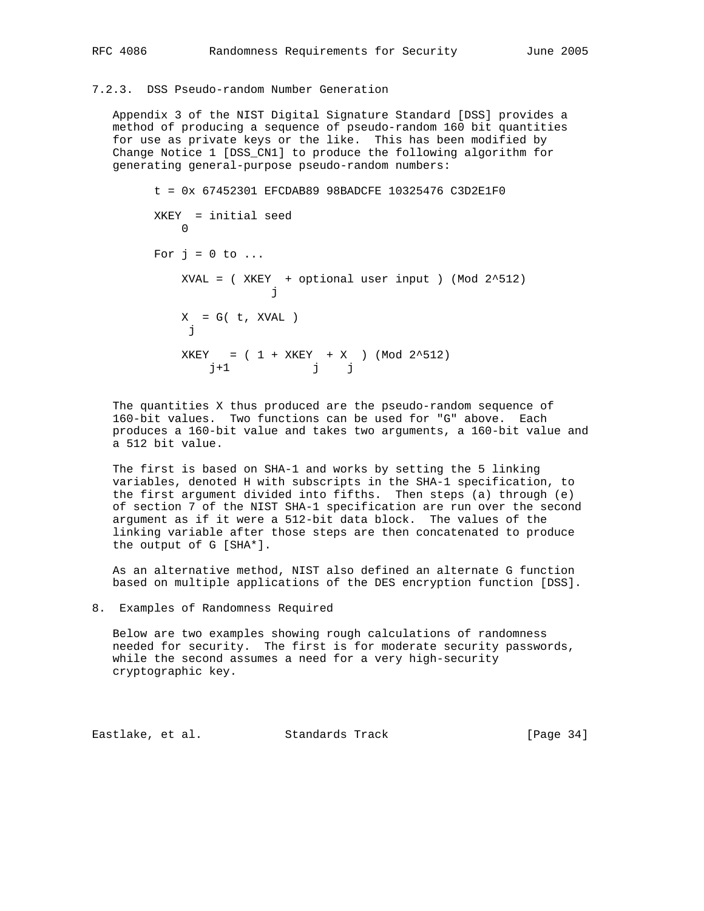### 7.2.3. DSS Pseudo-random Number Generation

Appendix 3 of the NIST Digital Signature Standard [DSS] provides a method of producing a sequence of pseudo-random 160 bit quantities for use as private keys or the like. This has been modified by Change Notice 1 [DSS_CN1] to produce the following algorithm for generating general-purpose pseudo-random numbers:

$$t = \text{0x } 67452301 \text{ EFCDAB89 } 98\text{BADCFE } 10325476 \text{ C3D2E1F0}$$

$$XKEY_0 = \text{initial seed}$$

For $j = 0$ to ...

$$XVAL = ( XKEY_j + \text{optional user input} ) \pmod{2^{512}}$$

$$X_j = G( t, XVAL )$$

$$XKEY_{j+1} = ( 1 + XKEY_j + X_j ) \pmod{2^{512}}$$

The quantities X thus produced are the pseudo-random sequence of 160-bit values. Two functions can be used for "G" above. Each produces a 160-bit value and takes two arguments, a 160-bit value and a 512 bit value.

The first is based on SHA-1 and works by setting the 5 linking variables, denoted H with subscripts in the SHA-1 specification, to the first argument divided into fifths. Then steps (a) through (e) of section 7 of the NIST SHA-1 specification are run over the second argument as if it were a 512-bit data block. The values of the linking variable after those steps are then concatenated to produce the output of G [SHA*].

As an alternative method, NIST also defined an alternate G function based on multiple applications of the DES encryption function [DSS].

## 8. Examples of Randomness Required

Below are two examples showing rough calculations of randomness needed for security. The first is for moderate security passwords, while the second assumes a need for a very high-security cryptographic key.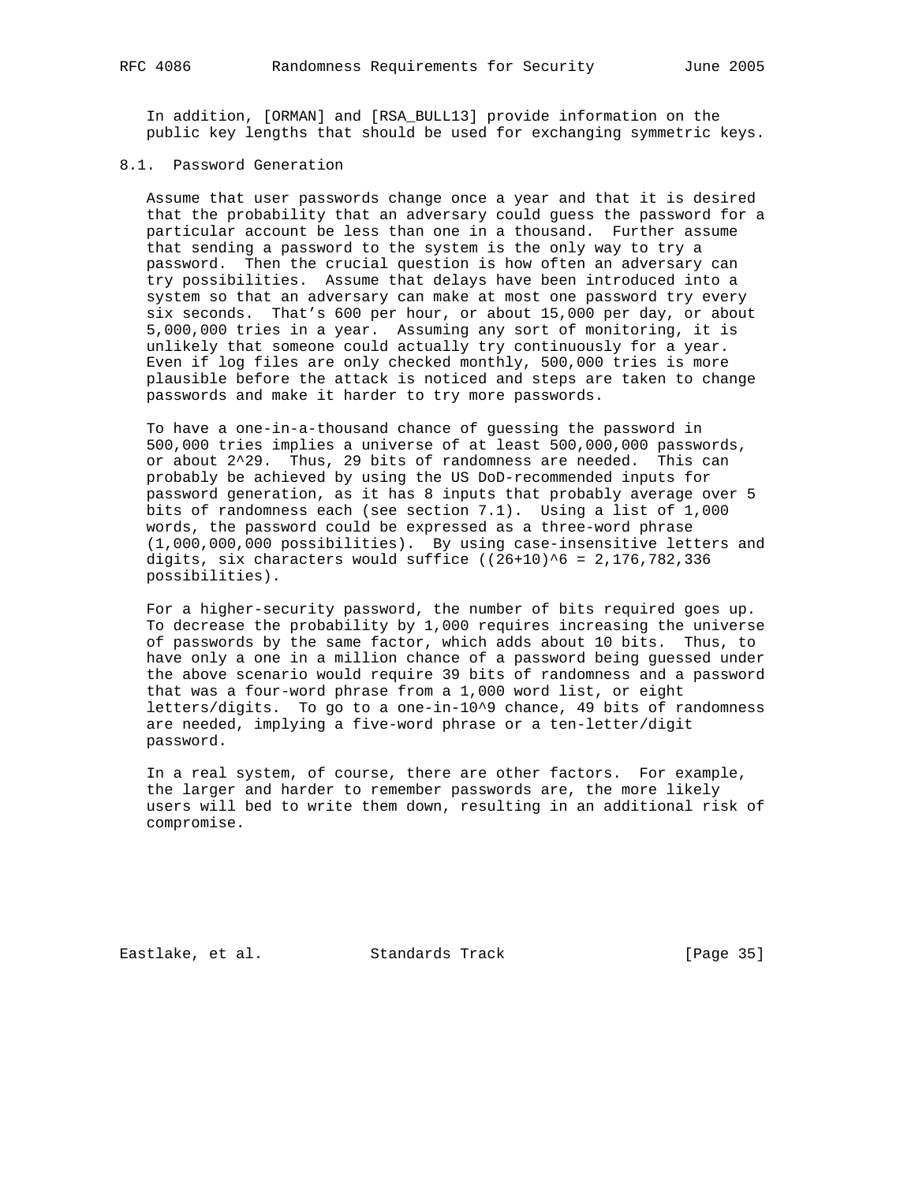In addition, [ORMAN] and [RSA_BULL13] provide information on the public key lengths that should be used for exchanging symmetric keys.

## 8.1. Password Generation

Assume that user passwords change once a year and that it is desired that the probability that an adversary could guess the password for a particular account be less than one in a thousand. Further assume that sending a password to the system is the only way to try a password. Then the crucial question is how often an adversary can try possibilities. Assume that delays have been introduced into a system so that an adversary can make at most one password try every six seconds. That's 600 per hour, or about 15,000 per day, or about 5,000,000 tries in a year. Assuming any sort of monitoring, it is unlikely that someone could actually try continuously for a year. Even if log files are only checked monthly, 500,000 tries is more plausible before the attack is noticed and steps are taken to change passwords and make it harder to try more passwords.

To have a one-in-a-thousand chance of guessing the password in 500,000 tries implies a universe of at least 500,000,000 passwords, or about $2^{29}$. Thus, 29 bits of randomness are needed. This can probably be achieved by using the US DoD-recommended inputs for password generation, as it has 8 inputs that probably average over 5 bits of randomness each (see section 7.1). Using a list of 1,000 words, the password could be expressed as a three-word phrase (1,000,000,000 possibilities). By using case-insensitive letters and digits, six characters would suffice ($(26+10)^6 = 2,176,782,336$ possibilities).

For a higher-security password, the number of bits required goes up. To decrease the probability by 1,000 requires increasing the universe of passwords by the same factor, which adds about 10 bits. Thus, to have only a one in a million chance of a password being guessed under the above scenario would require 39 bits of randomness and a password that was a four-word phrase from a 1,000 word list, or eight letters/digits. To go to a one-in-$10^9$ chance, 49 bits of randomness are needed, implying a five-word phrase or a ten-letter/digit password.

In a real system, of course, there are other factors. For example, the larger and harder to remember passwords are, the more likely users will bed to write them down, resulting in an additional risk of compromise.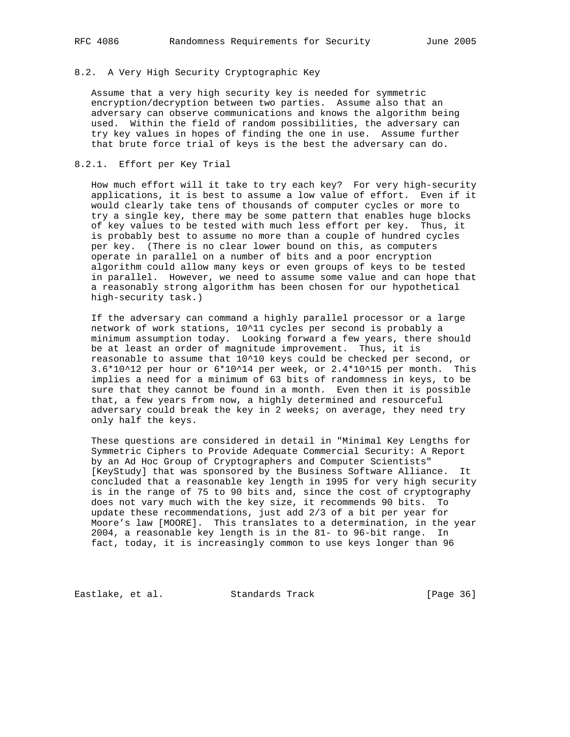### 8.2. A Very High Security Cryptographic Key

Assume that a very high security key is needed for symmetric encryption/decryption between two parties. Assume also that an adversary can observe communications and knows the algorithm being used. Within the field of random possibilities, the adversary can try key values in hopes of finding the one in use. Assume further that brute force trial of keys is the best the adversary can do.

#### 8.2.1. Effort per Key Trial

How much effort will it take to try each key? For very high-security applications, it is best to assume a low value of effort. Even if it would clearly take tens of thousands of computer cycles or more to try a single key, there may be some pattern that enables huge blocks of key values to be tested with much less effort per key. Thus, it is probably best to assume no more than a couple of hundred cycles per key. (There is no clear lower bound on this, as computers operate in parallel on a number of bits and a poor encryption algorithm could allow many keys or even groups of keys to be tested in parallel. However, we need to assume some value and can hope that a reasonably strong algorithm has been chosen for our hypothetical high-security task.)

If the adversary can command a highly parallel processor or a large network of work stations, $10^{11}$ cycles per second is probably a minimum assumption today. Looking forward a few years, there should be at least an order of magnitude improvement. Thus, it is reasonable to assume that $10^{10}$ keys could be checked per second, or $3.6*10^{12}$ per hour or $6*10^{14}$ per week, or $2.4*10^{15}$ per month. This implies a need for a minimum of 63 bits of randomness in keys, to be sure that they cannot be found in a month. Even then it is possible that, a few years from now, a highly determined and resourceful adversary could break the key in 2 weeks; on average, they need try only half the keys.

These questions are considered in detail in "Minimal Key Lengths for Symmetric Ciphers to Provide Adequate Commercial Security: A Report by an Ad Hoc Group of Cryptographers and Computer Scientists" [KeyStudy] that was sponsored by the Business Software Alliance. It concluded that a reasonable key length in 1995 for very high security is in the range of 75 to 90 bits and, since the cost of cryptography does not vary much with the key size, it recommends 90 bits. To update these recommendations, just add 2/3 of a bit per year for Moore's law [MOORE]. This translates to a determination, in the year 2004, a reasonable key length is in the 81- to 96-bit range. In fact, today, it is increasingly common to use keys longer than 96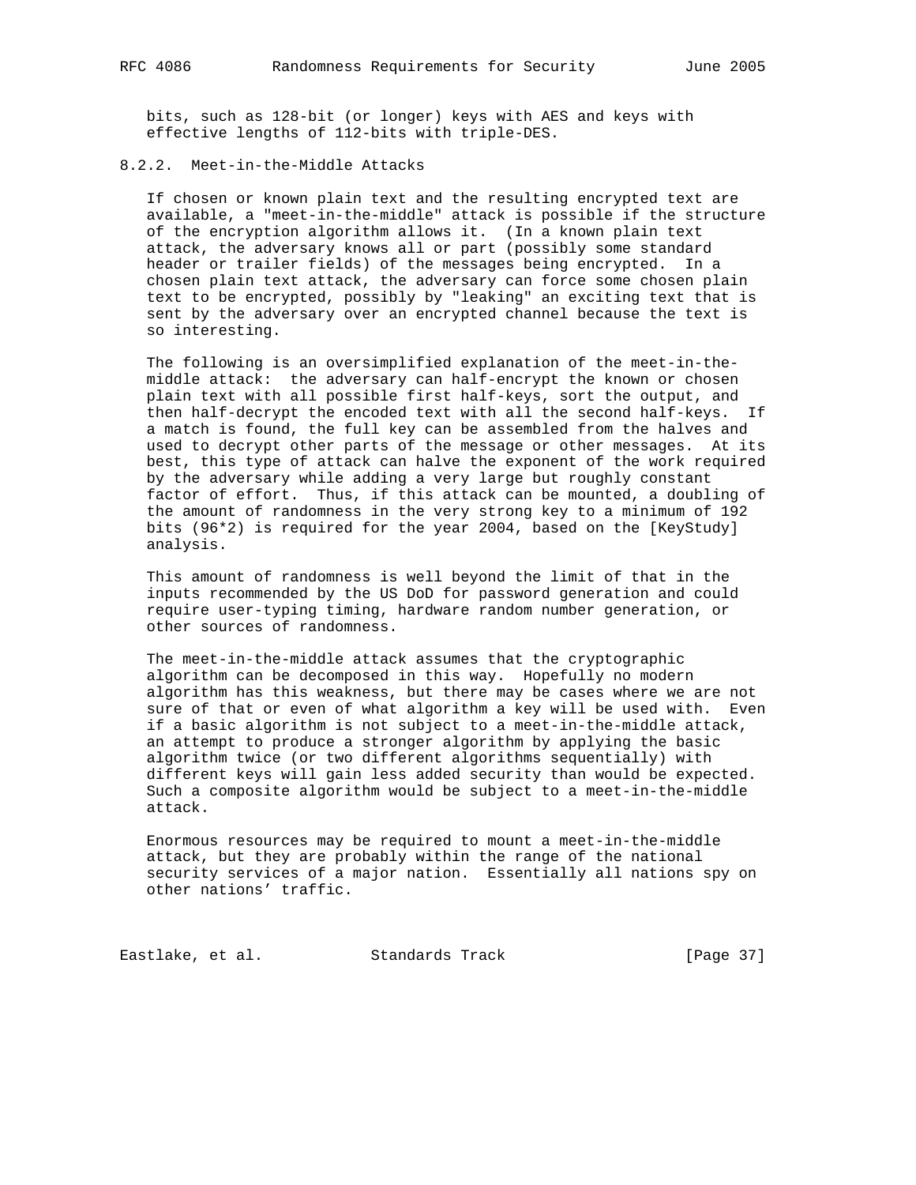bits, such as 128-bit (or longer) keys with AES and keys with effective lengths of 112-bits with triple-DES.

### 8.2.2. Meet-in-the-Middle Attacks

If chosen or known plain text and the resulting encrypted text are available, a "meet-in-the-middle" attack is possible if the structure of the encryption algorithm allows it. (In a known plain text attack, the adversary knows all or part (possibly some standard header or trailer fields) of the messages being encrypted. In a chosen plain text attack, the adversary can force some chosen plain text to be encrypted, possibly by "leaking" an exciting text that is sent by the adversary over an encrypted channel because the text is so interesting.

The following is an oversimplified explanation of the meet-in-the-middle attack: the adversary can half-encrypt the known or chosen plain text with all possible first half-keys, sort the output, and then half-decrypt the encoded text with all the second half-keys. If a match is found, the full key can be assembled from the halves and used to decrypt other parts of the message or other messages. At its best, this type of attack can halve the exponent of the work required by the adversary while adding a very large but roughly constant factor of effort. Thus, if this attack can be mounted, a doubling of the amount of randomness in the very strong key to a minimum of 192 bits (96*2) is required for the year 2004, based on the [KeyStudy] analysis.

This amount of randomness is well beyond the limit of that in the inputs recommended by the US DoD for password generation and could require user-typing timing, hardware random number generation, or other sources of randomness.

The meet-in-the-middle attack assumes that the cryptographic algorithm can be decomposed in this way. Hopefully no modern algorithm has this weakness, but there may be cases where we are not sure of that or even of what algorithm a key will be used with. Even if a basic algorithm is not subject to a meet-in-the-middle attack, an attempt to produce a stronger algorithm by applying the basic algorithm twice (or two different algorithms sequentially) with different keys will gain less added security than would be expected. Such a composite algorithm would be subject to a meet-in-the-middle attack.

Enormous resources may be required to mount a meet-in-the-middle attack, but they are probably within the range of the national security services of a major nation. Essentially all nations spy on other nations' traffic.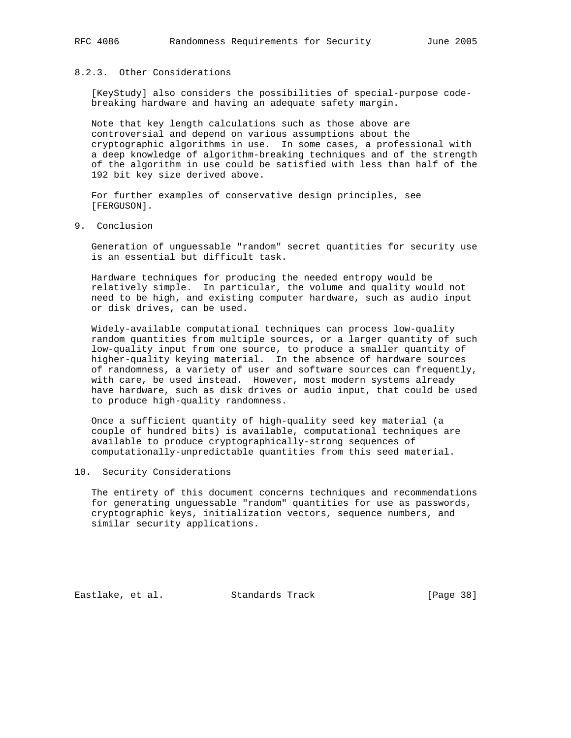### 8.2.3. Other Considerations

[KeyStudy] also considers the possibilities of special-purpose code-breaking hardware and having an adequate safety margin.

Note that key length calculations such as those above are controversial and depend on various assumptions about the cryptographic algorithms in use. In some cases, a professional with a deep knowledge of algorithm-breaking techniques and of the strength of the algorithm in use could be satisfied with less than half of the 192 bit key size derived above.

For further examples of conservative design principles, see [FERGUSON].

## 9. Conclusion

Generation of unguessable "random" secret quantities for security use is an essential but difficult task.

Hardware techniques for producing the needed entropy would be relatively simple. In particular, the volume and quality would not need to be high, and existing computer hardware, such as audio input or disk drives, can be used.

Widely-available computational techniques can process low-quality random quantities from multiple sources, or a larger quantity of such low-quality input from one source, to produce a smaller quantity of higher-quality keying material. In the absence of hardware sources of randomness, a variety of user and software sources can frequently, with care, be used instead. However, most modern systems already have hardware, such as disk drives or audio input, that could be used to produce high-quality randomness.

Once a sufficient quantity of high-quality seed key material (a couple of hundred bits) is available, computational techniques are available to produce cryptographically-strong sequences of computationally-unpredictable quantities from this seed material.

## 10. Security Considerations

The entirety of this document concerns techniques and recommendations for generating unguessable "random" quantities for use as passwords, cryptographic keys, initialization vectors, sequence numbers, and similar security applications.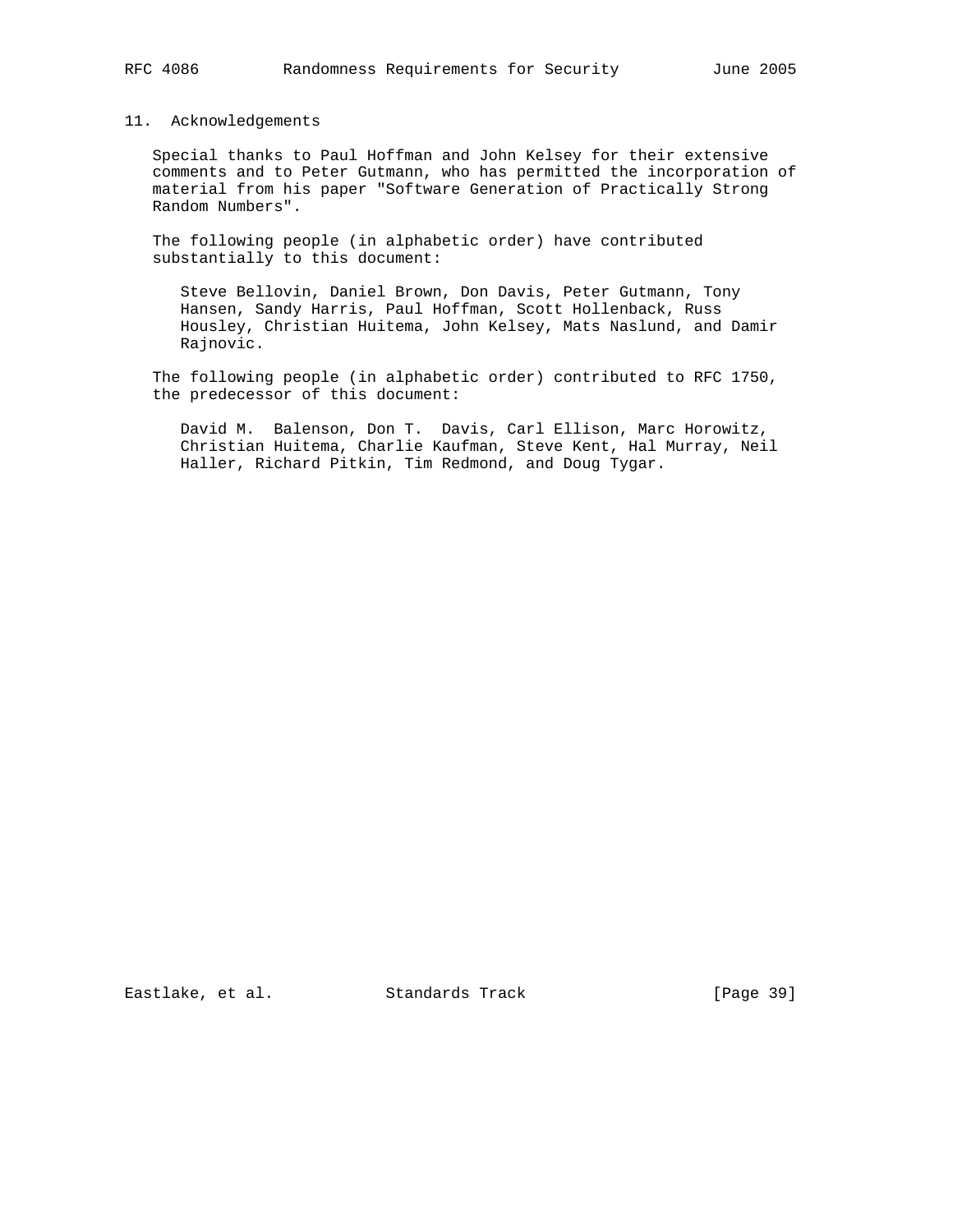## 11. Acknowledgements

Special thanks to Paul Hoffman and John Kelsey for their extensive comments and to Peter Gutmann, who has permitted the incorporation of material from his paper "Software Generation of Practically Strong Random Numbers".

The following people (in alphabetic order) have contributed substantially to this document:

Steve Bellovin, Daniel Brown, Don Davis, Peter Gutmann, Tony Hansen, Sandy Harris, Paul Hoffman, Scott Hollenback, Russ Housley, Christian Huitema, John Kelsey, Mats Naslund, and Damir Rajnovic.

The following people (in alphabetic order) contributed to RFC 1750, the predecessor of this document:

David M. Balenson, Don T. Davis, Carl Ellison, Marc Horowitz, Christian Huitema, Charlie Kaufman, Steve Kent, Hal Murray, Neil Haller, Richard Pitkin, Tim Redmond, and Doug Tygar.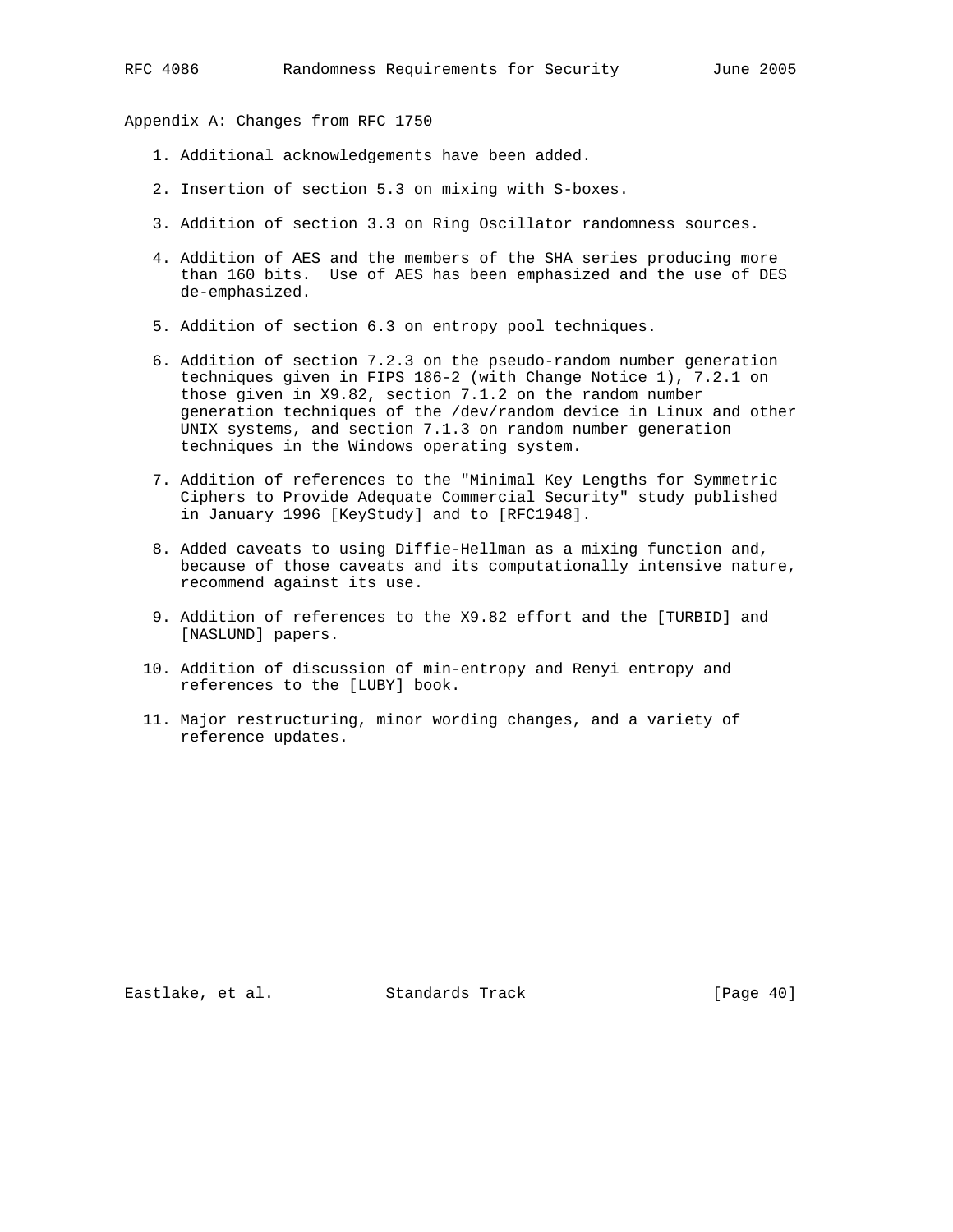## Appendix A: Changes from RFC 1750

1. Additional acknowledgements have been added.

2. Insertion of section 5.3 on mixing with S-boxes.

3. Addition of section 3.3 on Ring Oscillator randomness sources.

4. Addition of AES and the members of the SHA series producing more than 160 bits. Use of AES has been emphasized and the use of DES de-emphasized.

5. Addition of section 6.3 on entropy pool techniques.

6. Addition of section 7.2.3 on the pseudo-random number generation techniques given in FIPS 186-2 (with Change Notice 1), 7.2.1 on those given in X9.82, section 7.1.2 on the random number generation techniques of the /dev/random device in Linux and other UNIX systems, and section 7.1.3 on random number generation techniques in the Windows operating system.

7. Addition of references to the "Minimal Key Lengths for Symmetric Ciphers to Provide Adequate Commercial Security" study published in January 1996 [KeyStudy] and to [RFC1948].

8. Added caveats to using Diffie-Hellman as a mixing function and, because of those caveats and its computationally intensive nature, recommend against its use.

9. Addition of references to the X9.82 effort and the [TURBID] and [NASLUND] papers.

10. Addition of discussion of min-entropy and Renyi entropy and references to the [LUBY] book.

11. Major restructuring, minor wording changes, and a variety of reference updates.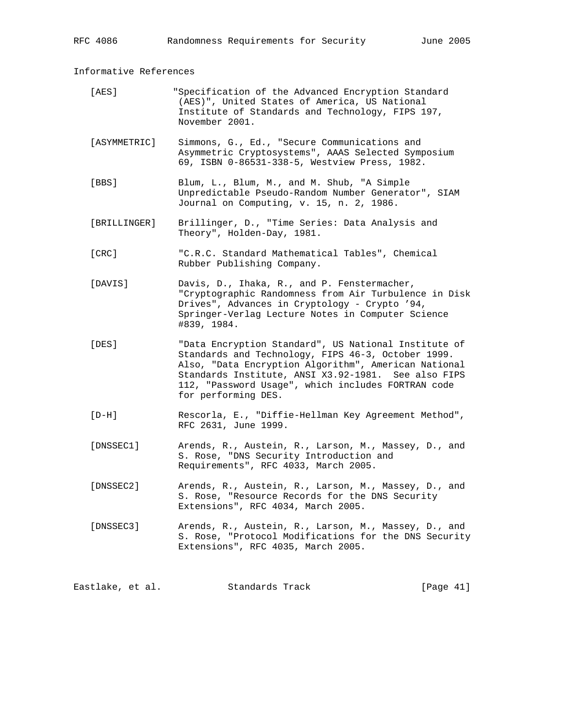## Informative References

[AES] "Specification of the Advanced Encryption Standard (AES)", United States of America, US National Institute of Standards and Technology, FIPS 197, November 2001.

[ASYMMETRIC] Simmons, G., Ed., "Secure Communications and Asymmetric Cryptosystems", AAAS Selected Symposium 69, ISBN 0-86531-338-5, Westview Press, 1982.

[BBS] Blum, L., Blum, M., and M. Shub, "A Simple Unpredictable Pseudo-Random Number Generator", SIAM Journal on Computing, v. 15, n. 2, 1986.

[BRILLINGER] Brillinger, D., "Time Series: Data Analysis and Theory", Holden-Day, 1981.

[CRC] "C.R.C. Standard Mathematical Tables", Chemical Rubber Publishing Company.

[DAVIS] Davis, D., Ihaka, R., and P. Fenstermacher, "Cryptographic Randomness from Air Turbulence in Disk Drives", Advances in Cryptology - Crypto '94, Springer-Verlag Lecture Notes in Computer Science #839, 1984.

[DES] "Data Encryption Standard", US National Institute of Standards and Technology, FIPS 46-3, October 1999. Also, "Data Encryption Algorithm", American National Standards Institute, ANSI X3.92-1981. See also FIPS 112, "Password Usage", which includes FORTRAN code for performing DES.

[D-H] Rescorla, E., "Diffie-Hellman Key Agreement Method", RFC 2631, June 1999.

[DNSSEC1] Arends, R., Austein, R., Larson, M., Massey, D., and S. Rose, "DNS Security Introduction and Requirements", RFC 4033, March 2005.

[DNSSEC2] Arends, R., Austein, R., Larson, M., Massey, D., and S. Rose, "Resource Records for the DNS Security Extensions", RFC 4034, March 2005.

[DNSSEC3] Arends, R., Austein, R., Larson, M., Massey, D., and S. Rose, "Protocol Modifications for the DNS Security Extensions", RFC 4035, March 2005.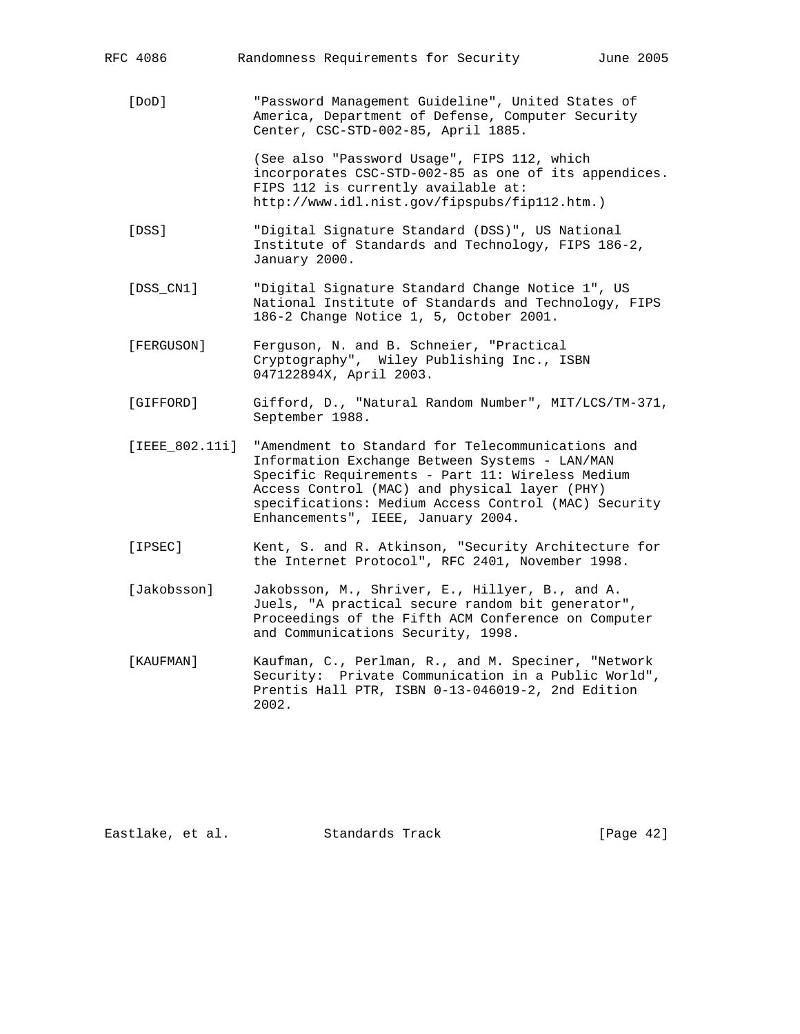[DoD] "Password Management Guideline", United States of America, Department of Defense, Computer Security Center, CSC-STD-002-85, April 1885.

(See also "Password Usage", FIPS 112, which incorporates CSC-STD-002-85 as one of its appendices. FIPS 112 is currently available at: http://www.idl.nist.gov/fipspubs/fip112.htm.)

[DSS] "Digital Signature Standard (DSS)", US National Institute of Standards and Technology, FIPS 186-2, January 2000.

[DSS_CN1] "Digital Signature Standard Change Notice 1", US National Institute of Standards and Technology, FIPS 186-2 Change Notice 1, 5, October 2001.

[FERGUSON] Ferguson, N. and B. Schneier, "Practical Cryptography", Wiley Publishing Inc., ISBN 047122894X, April 2003.

[GIFFORD] Gifford, D., "Natural Random Number", MIT/LCS/TM-371, September 1988.

[IEEE_802.11i] "Amendment to Standard for Telecommunications and Information Exchange Between Systems - LAN/MAN Specific Requirements - Part 11: Wireless Medium Access Control (MAC) and physical layer (PHY) specifications: Medium Access Control (MAC) Security Enhancements", IEEE, January 2004.

[IPSEC] Kent, S. and R. Atkinson, "Security Architecture for the Internet Protocol", RFC 2401, November 1998.

[Jakobsson] Jakobsson, M., Shriver, E., Hillyer, B., and A. Juels, "A practical secure random bit generator", Proceedings of the Fifth ACM Conference on Computer and Communications Security, 1998.

[KAUFMAN] Kaufman, C., Perlman, R., and M. Speciner, "Network Security: Private Communication in a Public World", Prentis Hall PTR, ISBN 0-13-046019-2, 2nd Edition 2002.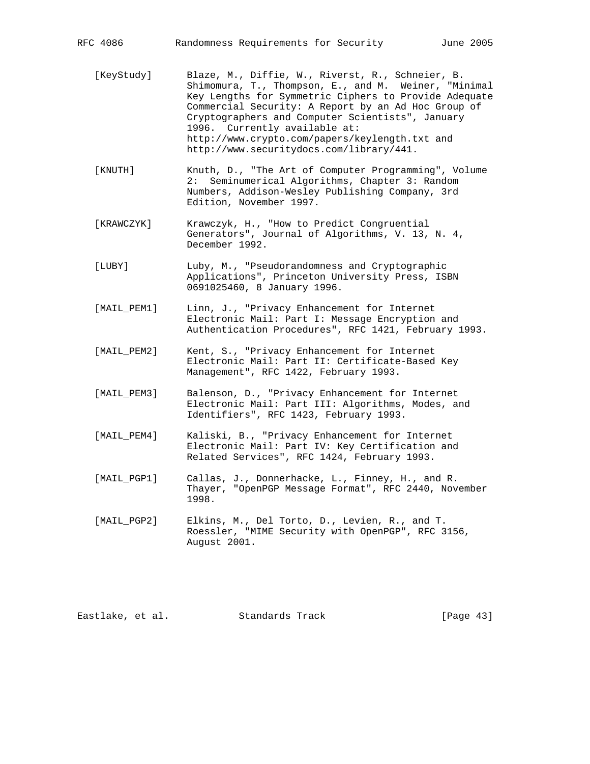[KeyStudy] Blaze, M., Diffie, W., Riverst, R., Schneier, B. Shimomura, T., Thompson, E., and M. Weiner, "Minimal Key Lengths for Symmetric Ciphers to Provide Adequate Commercial Security: A Report by an Ad Hoc Group of Cryptographers and Computer Scientists", January 1996. Currently available at: http://www.crypto.com/papers/keylength.txt and http://www.securitydocs.com/library/441.

[KNUTH] Knuth, D., "The Art of Computer Programming", Volume 2: Seminumerical Algorithms, Chapter 3: Random Numbers, Addison-Wesley Publishing Company, 3rd Edition, November 1997.

[KRAWCZYK] Krawczyk, H., "How to Predict Congruential Generators", Journal of Algorithms, V. 13, N. 4, December 1992.

[LUBY] Luby, M., "Pseudorandomness and Cryptographic Applications", Princeton University Press, ISBN 0691025460, 8 January 1996.

[MAIL_PEM1] Linn, J., "Privacy Enhancement for Internet Electronic Mail: Part I: Message Encryption and Authentication Procedures", RFC 1421, February 1993.

[MAIL_PEM2] Kent, S., "Privacy Enhancement for Internet Electronic Mail: Part II: Certificate-Based Key Management", RFC 1422, February 1993.

[MAIL_PEM3] Balenson, D., "Privacy Enhancement for Internet Electronic Mail: Part III: Algorithms, Modes, and Identifiers", RFC 1423, February 1993.

[MAIL_PEM4] Kaliski, B., "Privacy Enhancement for Internet Electronic Mail: Part IV: Key Certification and Related Services", RFC 1424, February 1993.

[MAIL_PGP1] Callas, J., Donnerhacke, L., Finney, H., and R. Thayer, "OpenPGP Message Format", RFC 2440, November 1998.

[MAIL_PGP2] Elkins, M., Del Torto, D., Levien, R., and T. Roessler, "MIME Security with OpenPGP", RFC 3156, August 2001.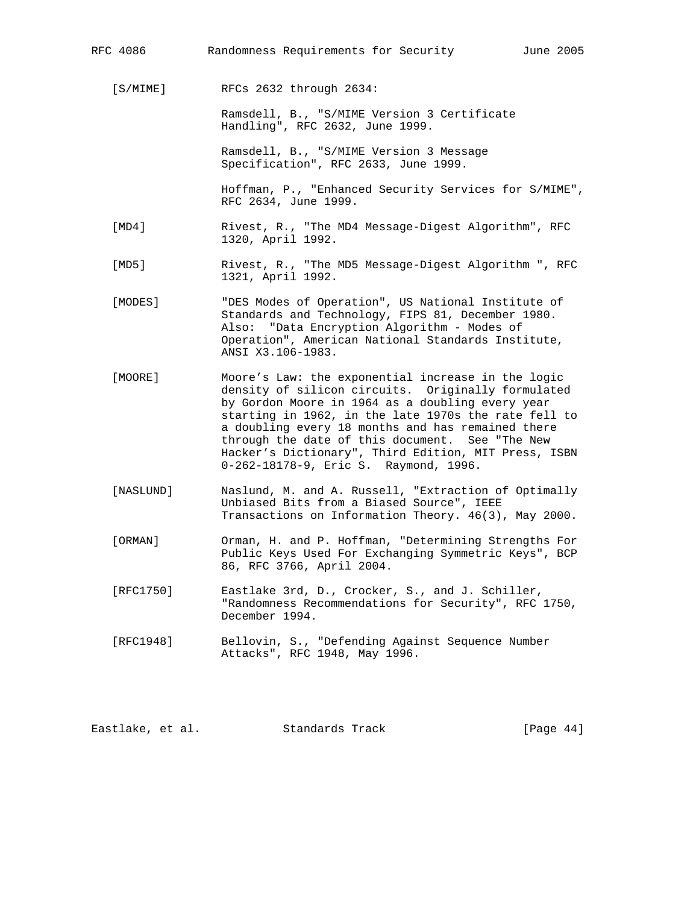[S/MIME] RFCs 2632 through 2634:

Ramsdell, B., "S/MIME Version 3 Certificate Handling", RFC 2632, June 1999.

Ramsdell, B., "S/MIME Version 3 Message Specification", RFC 2633, June 1999.

Hoffman, P., "Enhanced Security Services for S/MIME", RFC 2634, June 1999.

[MD4] Rivest, R., "The MD4 Message-Digest Algorithm", RFC 1320, April 1992.

[MD5] Rivest, R., "The MD5 Message-Digest Algorithm ", RFC 1321, April 1992.

[MODES] "DES Modes of Operation", US National Institute of Standards and Technology, FIPS 81, December 1980. Also: "Data Encryption Algorithm - Modes of Operation", American National Standards Institute, ANSI X3.106-1983.

[MOORE] Moore's Law: the exponential increase in the logic density of silicon circuits. Originally formulated by Gordon Moore in 1964 as a doubling every year starting in 1962, in the late 1970s the rate fell to a doubling every 18 months and has remained there through the date of this document. See "The New Hacker's Dictionary", Third Edition, MIT Press, ISBN 0-262-18178-9, Eric S. Raymond, 1996.

[NASLUND] Naslund, M. and A. Russell, "Extraction of Optimally Unbiased Bits from a Biased Source", IEEE Transactions on Information Theory. 46(3), May 2000.

[ORMAN] Orman, H. and P. Hoffman, "Determining Strengths For Public Keys Used For Exchanging Symmetric Keys", BCP 86, RFC 3766, April 2004.

[RFC1750] Eastlake 3rd, D., Crocker, S., and J. Schiller, "Randomness Recommendations for Security", RFC 1750, December 1994.

[RFC1948] Bellovin, S., "Defending Against Sequence Number Attacks", RFC 1948, May 1996.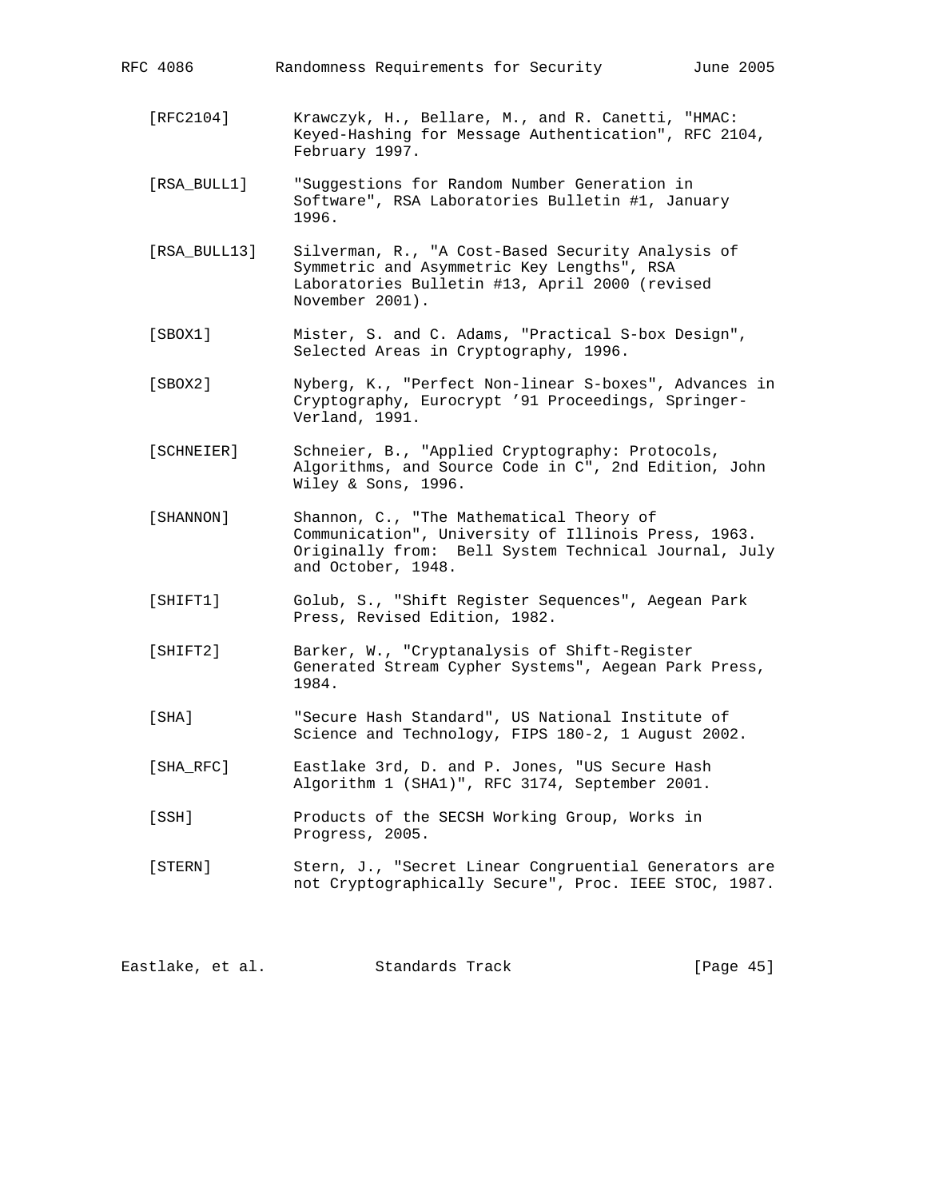[RFC2104] Krawczyk, H., Bellare, M., and R. Canetti, "HMAC: Keyed-Hashing for Message Authentication", RFC 2104, February 1997.

[RSA_BULL1] "Suggestions for Random Number Generation in Software", RSA Laboratories Bulletin #1, January 1996.

[RSA_BULL13] Silverman, R., "A Cost-Based Security Analysis of Symmetric and Asymmetric Key Lengths", RSA Laboratories Bulletin #13, April 2000 (revised November 2001).

[SBOX1] Mister, S. and C. Adams, "Practical S-box Design", Selected Areas in Cryptography, 1996.

[SBOX2] Nyberg, K., "Perfect Non-linear S-boxes", Advances in Cryptography, Eurocrypt '91 Proceedings, Springer-Verland, 1991.

[SCHNEIER] Schneier, B., "Applied Cryptography: Protocols, Algorithms, and Source Code in C", 2nd Edition, John Wiley & Sons, 1996.

[SHANNON] Shannon, C., "The Mathematical Theory of Communication", University of Illinois Press, 1963. Originally from: Bell System Technical Journal, July and October, 1948.

[SHIFT1] Golub, S., "Shift Register Sequences", Aegean Park Press, Revised Edition, 1982.

[SHIFT2] Barker, W., "Cryptanalysis of Shift-Register Generated Stream Cypher Systems", Aegean Park Press, 1984.

[SHA] "Secure Hash Standard", US National Institute of Science and Technology, FIPS 180-2, 1 August 2002.

[SHA_RFC] Eastlake 3rd, D. and P. Jones, "US Secure Hash Algorithm 1 (SHA1)", RFC 3174, September 2001.

[SSH] Products of the SECSH Working Group, Works in Progress, 2005.

[STERN] Stern, J., "Secret Linear Congruential Generators are not Cryptographically Secure", Proc. IEEE STOC, 1987.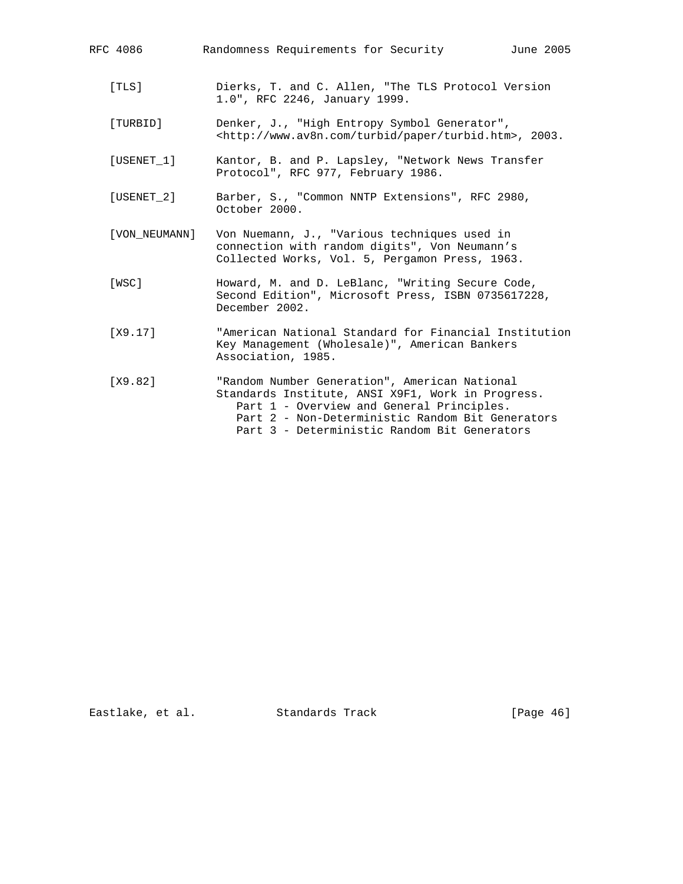[TLS] Dierks, T. and C. Allen, "The TLS Protocol Version 1.0", RFC 2246, January 1999.

[TURBID] Denker, J., "High Entropy Symbol Generator", <http://www.av8n.com/turbid/paper/turbid.htm>, 2003.

[USENET_1] Kantor, B. and P. Lapsley, "Network News Transfer Protocol", RFC 977, February 1986.

[USENET_2] Barber, S., "Common NNTP Extensions", RFC 2980, October 2000.

[VON_NEUMANN] Von Nuemann, J., "Various techniques used in connection with random digits", Von Neumann's Collected Works, Vol. 5, Pergamon Press, 1963.

[WSC] Howard, M. and D. LeBlanc, "Writing Secure Code, Second Edition", Microsoft Press, ISBN 0735617228, December 2002.

[X9.17] "American National Standard for Financial Institution Key Management (Wholesale)", American Bankers Association, 1985.

[X9.82] "Random Number Generation", American National Standards Institute, ANSI X9F1, Work in Progress.
- Part 1 - Overview and General Principles.
- Part 2 - Non-Deterministic Random Bit Generators
- Part 3 - Deterministic Random Bit Generators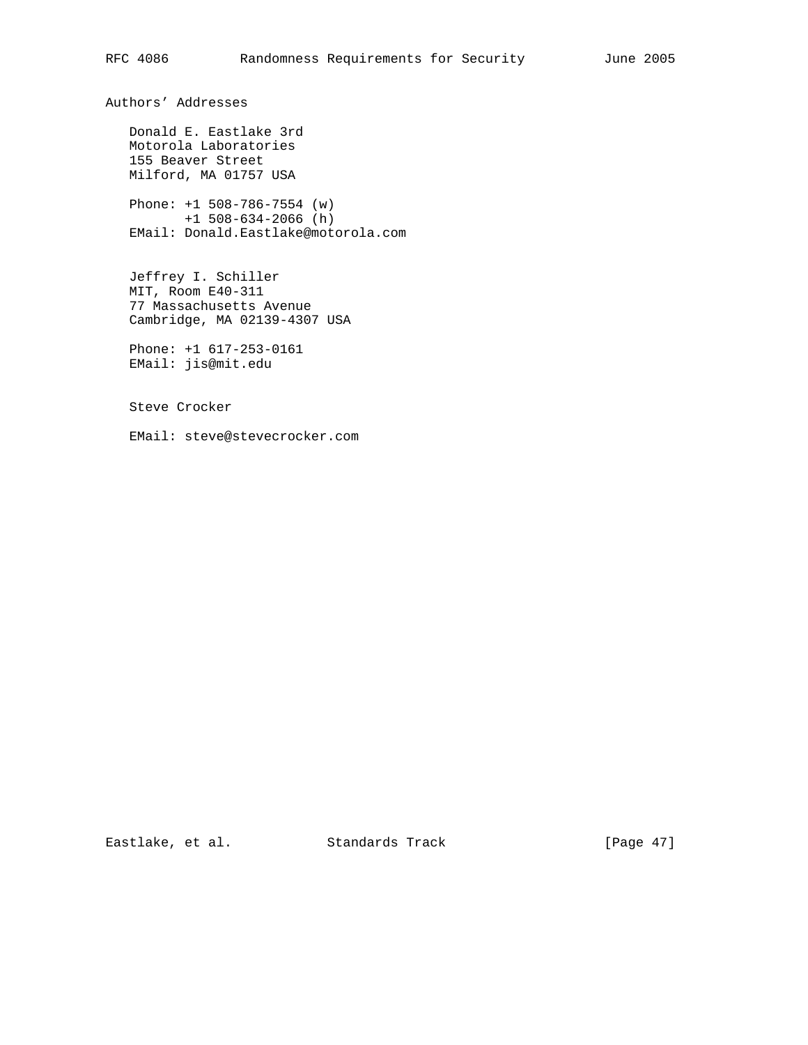## Authors' Addresses

Donald E. Eastlake 3rd
Motorola Laboratories
155 Beaver Street
Milford, MA 01757 USA

Phone: +1 508-786-7554 (w)
       +1 508-634-2066 (h)
EMail: Donald.Eastlake@motorola.com

Jeffrey I. Schiller
MIT, Room E40-311
77 Massachusetts Avenue
Cambridge, MA 02139-4307 USA

Phone: +1 617-253-0161
EMail: jis@mit.edu

Steve Crocker

EMail: steve@stevecrocker.com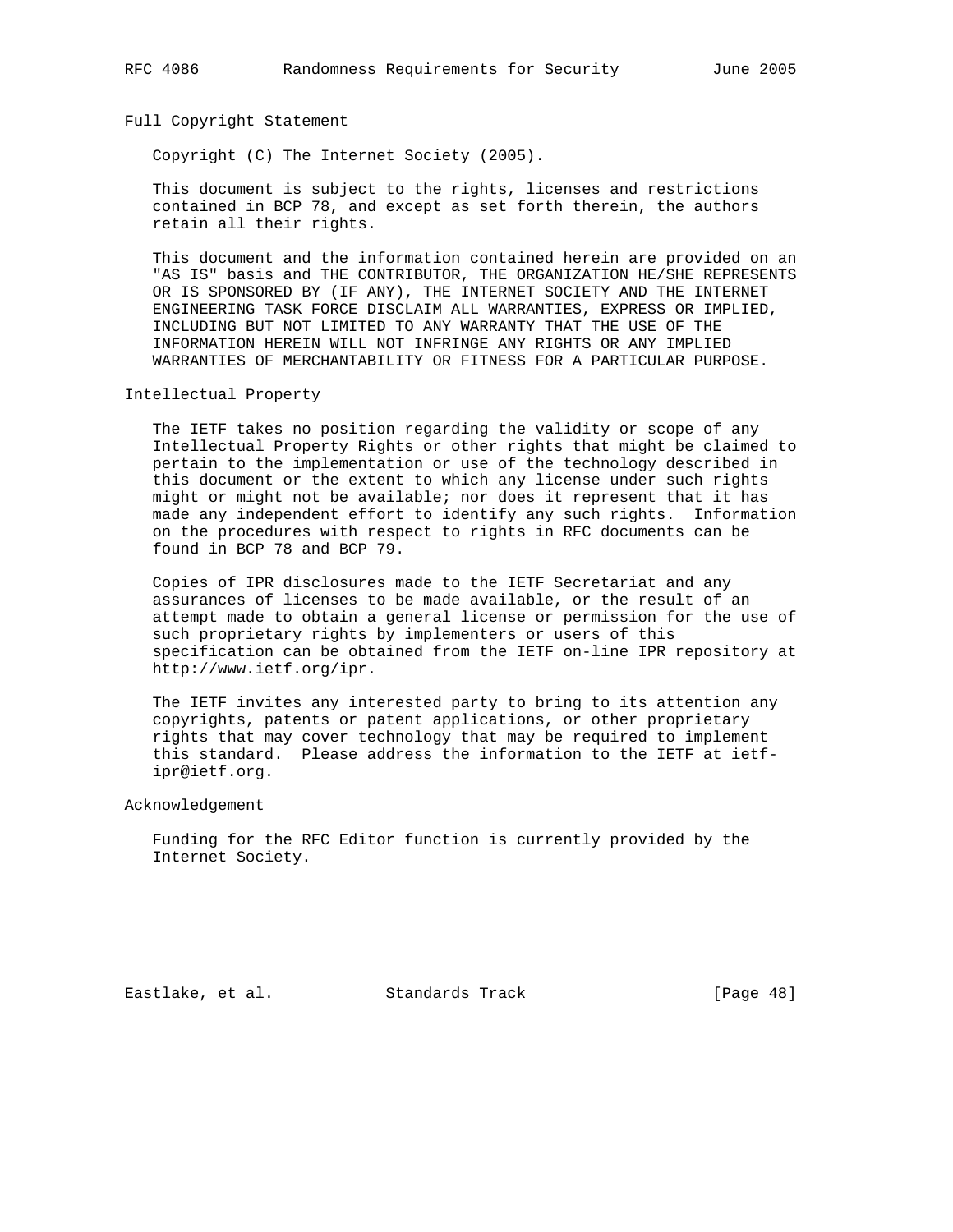## Full Copyright Statement

Copyright (C) The Internet Society (2005).

This document is subject to the rights, licenses and restrictions contained in BCP 78, and except as set forth therein, the authors retain all their rights.

This document and the information contained herein are provided on an "AS IS" basis and THE CONTRIBUTOR, THE ORGANIZATION HE/SHE REPRESENTS OR IS SPONSORED BY (IF ANY), THE INTERNET SOCIETY AND THE INTERNET ENGINEERING TASK FORCE DISCLAIM ALL WARRANTIES, EXPRESS OR IMPLIED, INCLUDING BUT NOT LIMITED TO ANY WARRANTY THAT THE USE OF THE INFORMATION HEREIN WILL NOT INFRINGE ANY RIGHTS OR ANY IMPLIED WARRANTIES OF MERCHANTABILITY OR FITNESS FOR A PARTICULAR PURPOSE.

## Intellectual Property

The IETF takes no position regarding the validity or scope of any Intellectual Property Rights or other rights that might be claimed to pertain to the implementation or use of the technology described in this document or the extent to which any license under such rights might or might not be available; nor does it represent that it has made any independent effort to identify any such rights. Information on the procedures with respect to rights in RFC documents can be found in BCP 78 and BCP 79.

Copies of IPR disclosures made to the IETF Secretariat and any assurances of licenses to be made available, or the result of an attempt made to obtain a general license or permission for the use of such proprietary rights by implementers or users of this specification can be obtained from the IETF on-line IPR repository at http://www.ietf.org/ipr.

The IETF invites any interested party to bring to its attention any copyrights, patents or patent applications, or other proprietary rights that may cover technology that may be required to implement this standard. Please address the information to the IETF at ietf-ipr@ietf.org.

## Acknowledgement

Funding for the RFC Editor function is currently provided by the Internet Society.